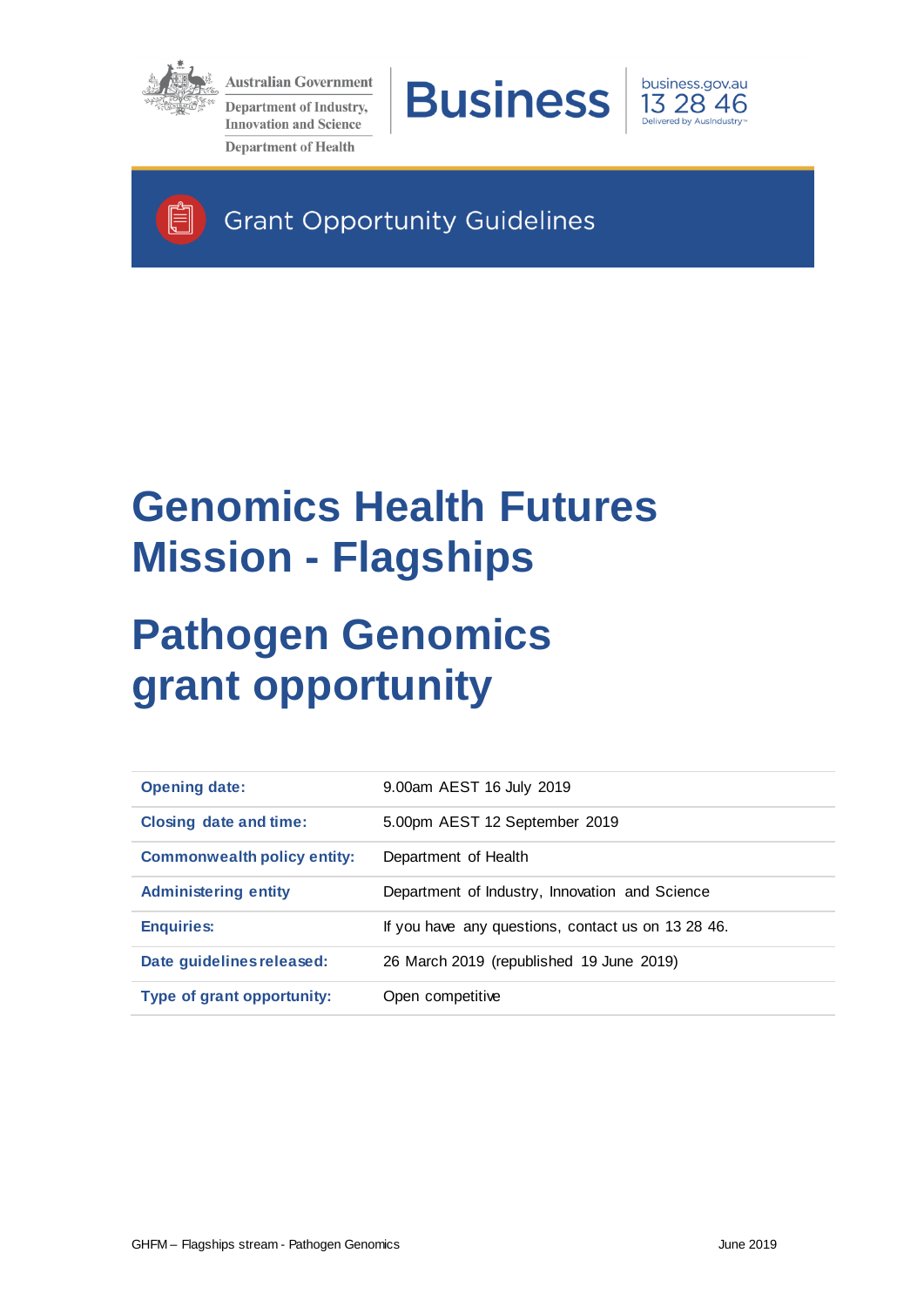Australian Government

Department of Industry, Innovation and Science

Department of Health

Business | business.gov.au 13 28 46 Delivered by AusIndustry

Grant Opportunity Guidelines

# Genomics Health Futures Mission - Flagships

# Pathogen Genomics grant opportunity

| | |
|---|---|
| **Opening date:** | 9.00am AEST 16 July 2019 |
| **Closing date and time:** | 5.00pm AEST 12 September 2019 |
| **Commonwealth policy entity:** | Department of Health |
| **Administering entity** | Department of Industry, Innovation and Science |
| **Enquiries:** | If you have any questions, contact us on 13 28 46. |
| **Date guidelines released:** | 26 March 2019 (republished 19 June 2019) |
| **Type of grant opportunity:** | Open competitive |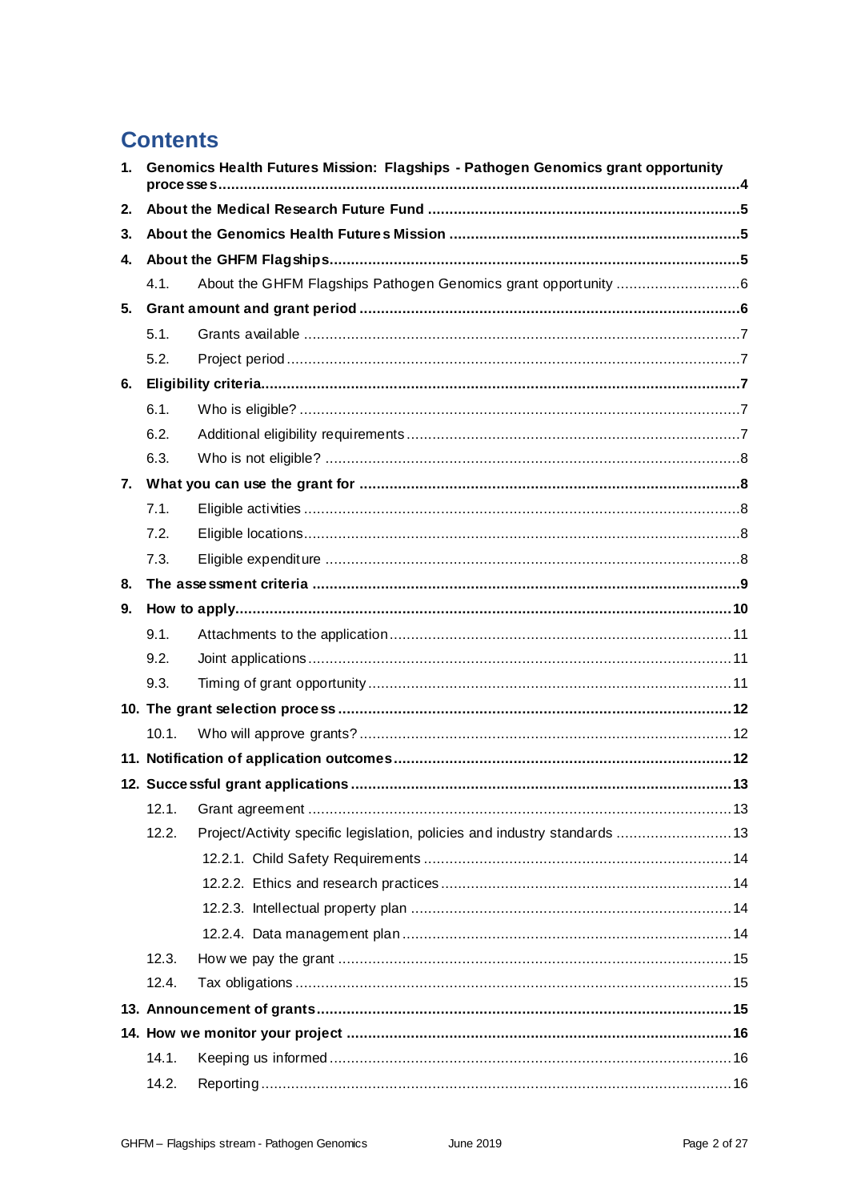# Contents

1. **Genomics Health Futures Mission: Flagships - Pathogen Genomics grant opportunity processes ... 4**
2. **About the Medical Research Future Fund ... 5**
3. **About the Genomics Health Futures Mission ... 5**
4. **About the GHFM Flagships ... 5**
   - 4.1. About the GHFM Flagships Pathogen Genomics grant opportunity ... 6
5. **Grant amount and grant period ... 6**
   - 5.1. Grants available ... 7
   - 5.2. Project period ... 7
6. **Eligibility criteria ... 7**
   - 6.1. Who is eligible? ... 7
   - 6.2. Additional eligibility requirements ... 7
   - 6.3. Who is not eligible? ... 8
7. **What you can use the grant for ... 8**
   - 7.1. Eligible activities ... 8
   - 7.2. Eligible locations ... 8
   - 7.3. Eligible expenditure ... 8
8. **The assessment criteria ... 9**
9. **How to apply ... 10**
   - 9.1. Attachments to the application ... 11
   - 9.2. Joint applications ... 11
   - 9.3. Timing of grant opportunity ... 11
10. **The grant selection process ... 12**
    - 10.1. Who will approve grants? ... 12
11. **Notification of application outcomes ... 12**
12. **Successful grant applications ... 13**
    - 12.1. Grant agreement ... 13
    - 12.2. Project/Activity specific legislation, policies and industry standards ... 13
      - 12.2.1. Child Safety Requirements ... 14
      - 12.2.2. Ethics and research practices ... 14
      - 12.2.3. Intellectual property plan ... 14
      - 12.2.4. Data management plan ... 14
    - 12.3. How we pay the grant ... 15
    - 12.4. Tax obligations ... 15
13. **Announcement of grants ... 15**
14. **How we monitor your project ... 16**
    - 14.1. Keeping us informed ... 16
    - 14.2. Reporting ... 16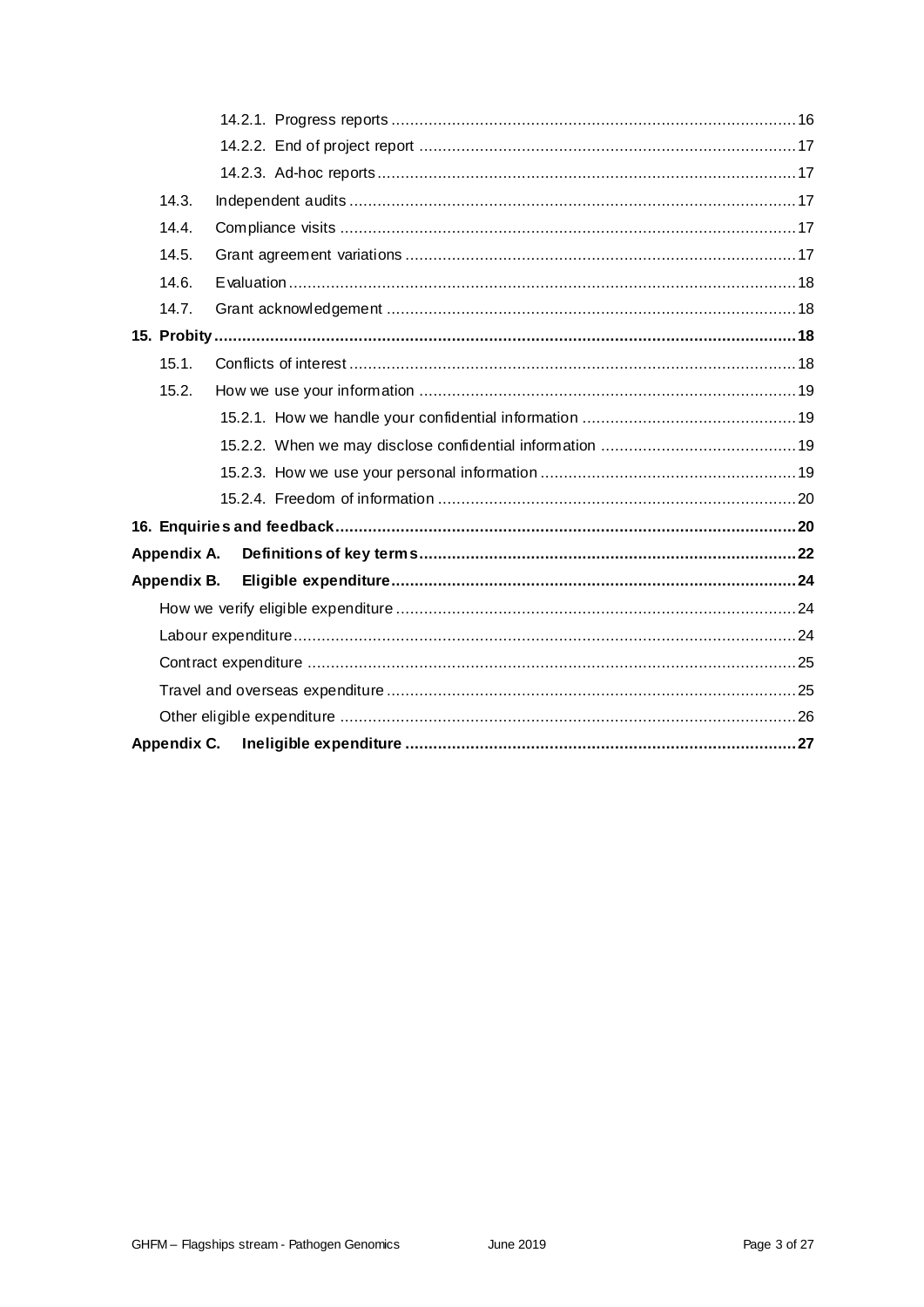- 14.2.1. Progress reports ....................................................................................... 16
- 14.2.2. End of project report ................................................................................ 17
- 14.2.3. Ad-hoc reports ......................................................................................... 17
- 14.3. Independent audits ............................................................................................... 17
- 14.4. Compliance visits ................................................................................................. 17
- 14.5. Grant agreement variations ................................................................................... 17
- 14.6. Evaluation ............................................................................................................ 18
- 14.7. Grant acknowledgement ....................................................................................... 18

**15. Probity ............................................................................................................................ 18**

- 15.1. Conflicts of interest ............................................................................................... 18
- 15.2. How we use your information ................................................................................ 19
  - 15.2.1. How we handle your confidential information ............................................. 19
  - 15.2.2. When we may disclose confidential information .......................................... 19
  - 15.2.3. How we use your personal information ...................................................... 19
  - 15.2.4. Freedom of information ............................................................................ 20

**16. Enquiries and feedback ................................................................................................. 20**

**Appendix A. Definitions of key terms ................................................................................ 22**

**Appendix B. Eligible expenditure ...................................................................................... 24**

- How we verify eligible expenditure ..................................................................................... 24
- Labour expenditure ........................................................................................................... 24
- Contract expenditure ........................................................................................................ 25
- Travel and overseas expenditure ....................................................................................... 25
- Other eligible expenditure ................................................................................................. 26

**Appendix C. Ineligible expenditure ................................................................................... 27**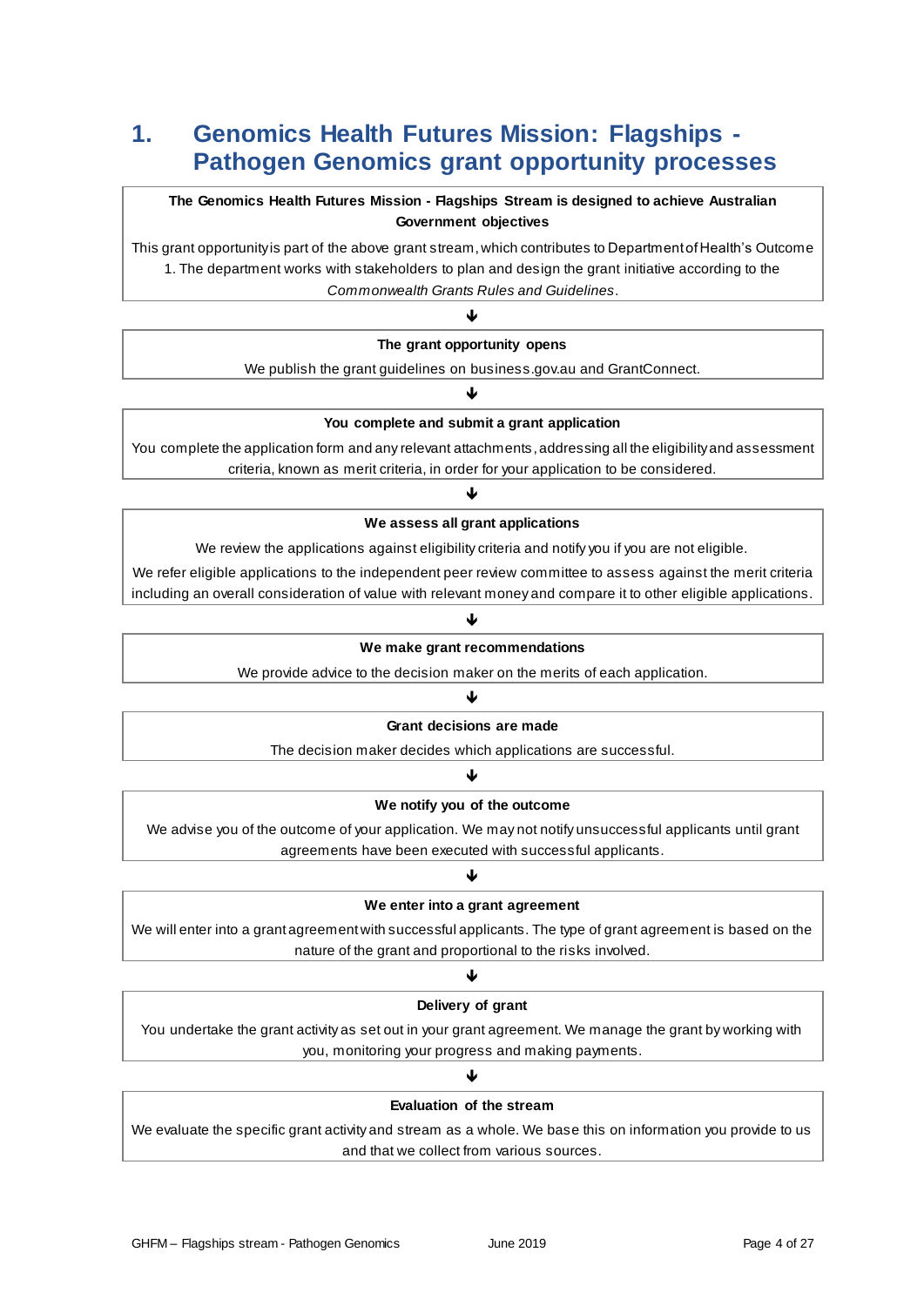# 1. Genomics Health Futures Mission: Flagships - Pathogen Genomics grant opportunity processes

**The Genomics Health Futures Mission - Flagships Stream is designed to achieve Australian Government objectives**

This grant opportunity is part of the above grant stream, which contributes to Department of Health's Outcome 1. The department works with stakeholders to plan and design the grant initiative according to the *Commonwealth Grants Rules and Guidelines*.

↓

**The grant opportunity opens**

We publish the grant guidelines on business.gov.au and GrantConnect.

↓

**You complete and submit a grant application**

You complete the application form and any relevant attachments, addressing all the eligibility and assessment criteria, known as merit criteria, in order for your application to be considered.

↓

**We assess all grant applications**

We review the applications against eligibility criteria and notify you if you are not eligible.

We refer eligible applications to the independent peer review committee to assess against the merit criteria including an overall consideration of value with relevant money and compare it to other eligible applications.

↓

**We make grant recommendations**

We provide advice to the decision maker on the merits of each application.

↓

**Grant decisions are made**

The decision maker decides which applications are successful.

↓

**We notify you of the outcome**

We advise you of the outcome of your application. We may not notify unsuccessful applicants until grant agreements have been executed with successful applicants.

↓

**We enter into a grant agreement**

We will enter into a grant agreement with successful applicants. The type of grant agreement is based on the nature of the grant and proportional to the risks involved.

↓

**Delivery of grant**

You undertake the grant activity as set out in your grant agreement. We manage the grant by working with you, monitoring your progress and making payments.

↓

**Evaluation of the stream**

We evaluate the specific grant activity and stream as a whole. We base this on information you provide to us and that we collect from various sources.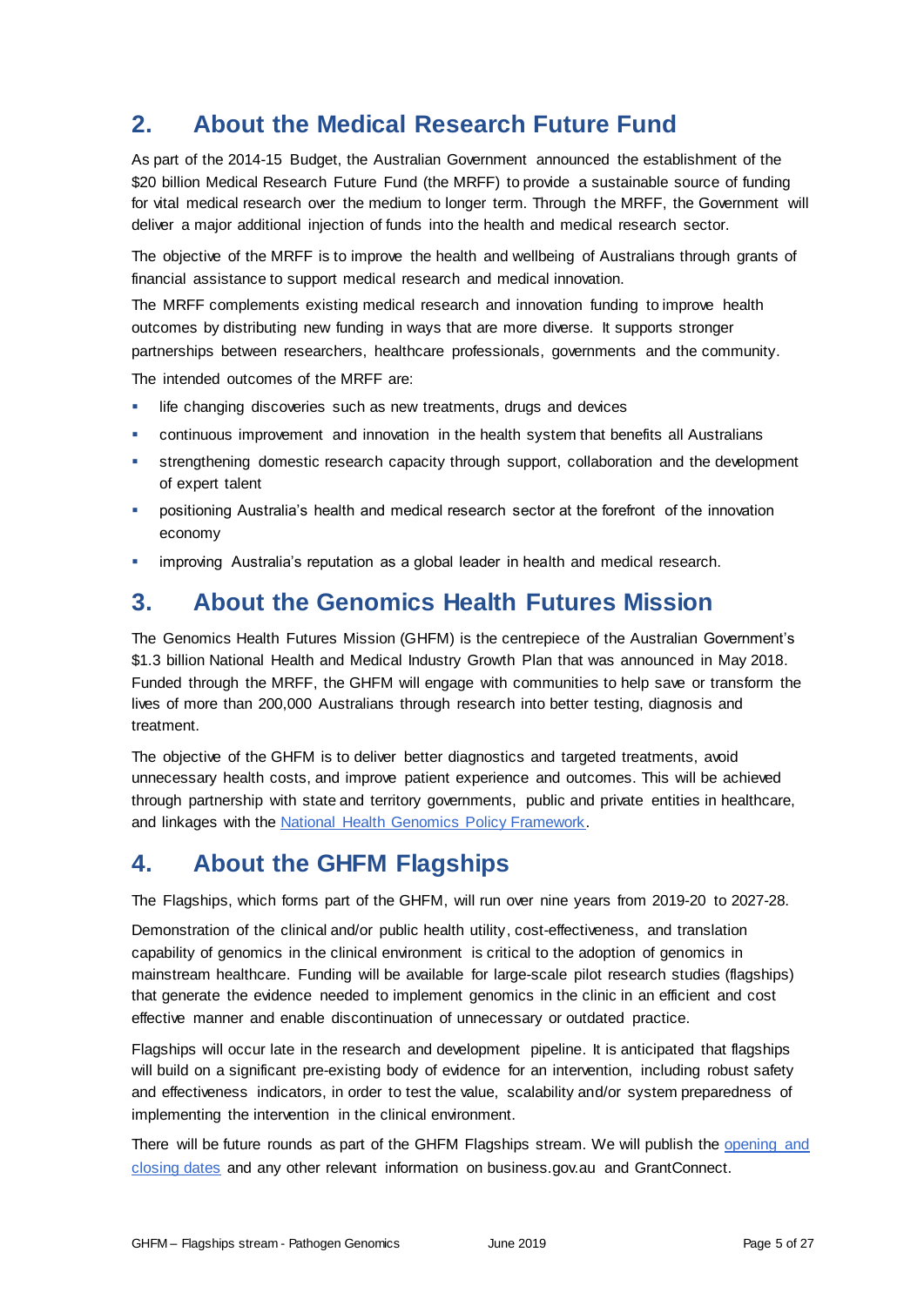## 2. About the Medical Research Future Fund

As part of the 2014-15 Budget, the Australian Government announced the establishment of the $20 billion Medical Research Future Fund (the MRFF) to provide a sustainable source of funding for vital medical research over the medium to longer term. Through the MRFF, the Government will deliver a major additional injection of funds into the health and medical research sector.

The objective of the MRFF is to improve the health and wellbeing of Australians through grants of financial assistance to support medical research and medical innovation.

The MRFF complements existing medical research and innovation funding to improve health outcomes by distributing new funding in ways that are more diverse. It supports stronger partnerships between researchers, healthcare professionals, governments and the community.

The intended outcomes of the MRFF are:

- life changing discoveries such as new treatments, drugs and devices
- continuous improvement and innovation in the health system that benefits all Australians
- strengthening domestic research capacity through support, collaboration and the development of expert talent
- positioning Australia's health and medical research sector at the forefront of the innovation economy
- improving Australia's reputation as a global leader in health and medical research.

## 3. About the Genomics Health Futures Mission

The Genomics Health Futures Mission (GHFM) is the centrepiece of the Australian Government's $1.3 billion National Health and Medical Industry Growth Plan that was announced in May 2018. Funded through the MRFF, the GHFM will engage with communities to help save or transform the lives of more than 200,000 Australians through research into better testing, diagnosis and treatment.

The objective of the GHFM is to deliver better diagnostics and targeted treatments, avoid unnecessary health costs, and improve patient experience and outcomes. This will be achieved through partnership with state and territory governments, public and private entities in healthcare, and linkages with the National Health Genomics Policy Framework.

## 4. About the GHFM Flagships

The Flagships, which forms part of the GHFM, will run over nine years from 2019-20 to 2027-28.

Demonstration of the clinical and/or public health utility, cost-effectiveness, and translation capability of genomics in the clinical environment is critical to the adoption of genomics in mainstream healthcare. Funding will be available for large-scale pilot research studies (flagships) that generate the evidence needed to implement genomics in the clinic in an efficient and cost effective manner and enable discontinuation of unnecessary or outdated practice.

Flagships will occur late in the research and development pipeline. It is anticipated that flagships will build on a significant pre-existing body of evidence for an intervention, including robust safety and effectiveness indicators, in order to test the value, scalability and/or system preparedness of implementing the intervention in the clinical environment.

There will be future rounds as part of the GHFM Flagships stream. We will publish the opening and closing dates and any other relevant information on business.gov.au and GrantConnect.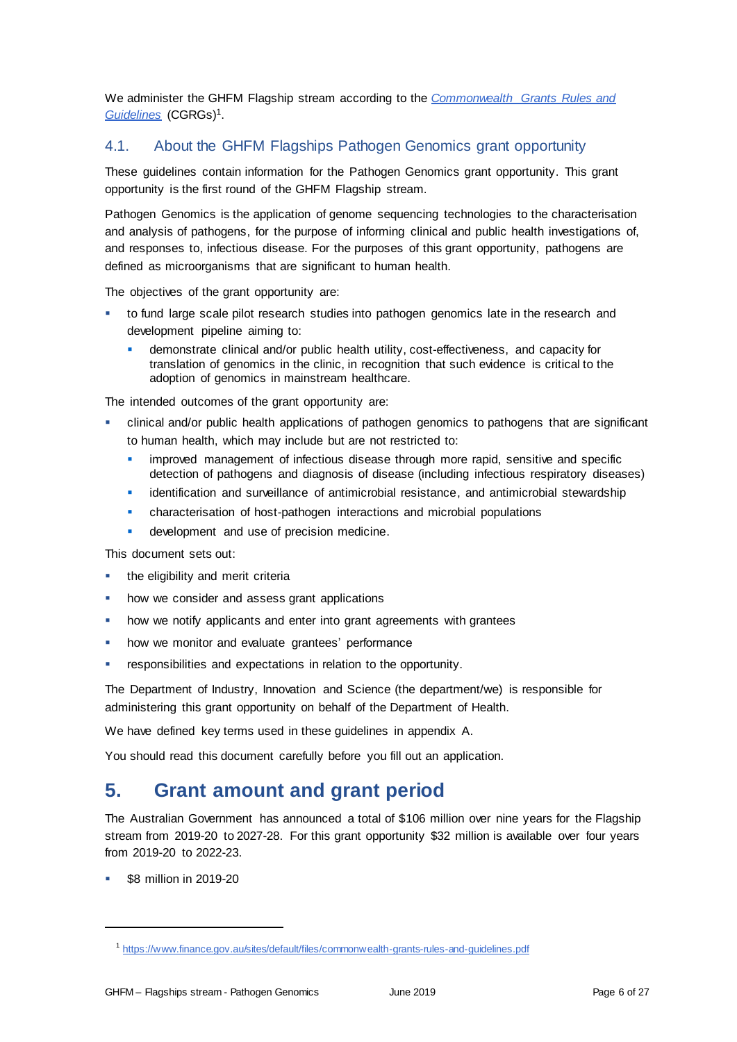We administer the GHFM Flagship stream according to the [*Commonwealth Grants Rules and Guidelines*](https://www.finance.gov.au/sites/default/files/commonwealth-grants-rules-and-guidelines.pdf) (CGRGs)[1].

## 4.1. About the GHFM Flagships Pathogen Genomics grant opportunity

These guidelines contain information for the Pathogen Genomics grant opportunity. This grant opportunity is the first round of the GHFM Flagship stream.

Pathogen Genomics is the application of genome sequencing technologies to the characterisation and analysis of pathogens, for the purpose of informing clinical and public health investigations of, and responses to, infectious disease. For the purposes of this grant opportunity, pathogens are defined as microorganisms that are significant to human health.

The objectives of the grant opportunity are:

- to fund large scale pilot research studies into pathogen genomics late in the research and development pipeline aiming to:
  - demonstrate clinical and/or public health utility, cost-effectiveness, and capacity for translation of genomics in the clinic, in recognition that such evidence is critical to the adoption of genomics in mainstream healthcare.

The intended outcomes of the grant opportunity are:

- clinical and/or public health applications of pathogen genomics to pathogens that are significant to human health, which may include but are not restricted to:
  - improved management of infectious disease through more rapid, sensitive and specific detection of pathogens and diagnosis of disease (including infectious respiratory diseases)
  - identification and surveillance of antimicrobial resistance, and antimicrobial stewardship
  - characterisation of host-pathogen interactions and microbial populations
  - development and use of precision medicine.

This document sets out:

- the eligibility and merit criteria
- how we consider and assess grant applications
- how we notify applicants and enter into grant agreements with grantees
- how we monitor and evaluate grantees' performance
- responsibilities and expectations in relation to the opportunity.

The Department of Industry, Innovation and Science (the department/we) is responsible for administering this grant opportunity on behalf of the Department of Health.

We have defined key terms used in these guidelines in appendix A.

You should read this document carefully before you fill out an application.

# 5. Grant amount and grant period

The Australian Government has announced a total of $106 million over nine years for the Flagship stream from 2019-20 to 2027-28. For this grant opportunity $32 million is available over four years from 2019-20 to 2022-23.

- $8 million in 2019-20

---

[1] https://www.finance.gov.au/sites/default/files/commonwealth-grants-rules-and-guidelines.pdf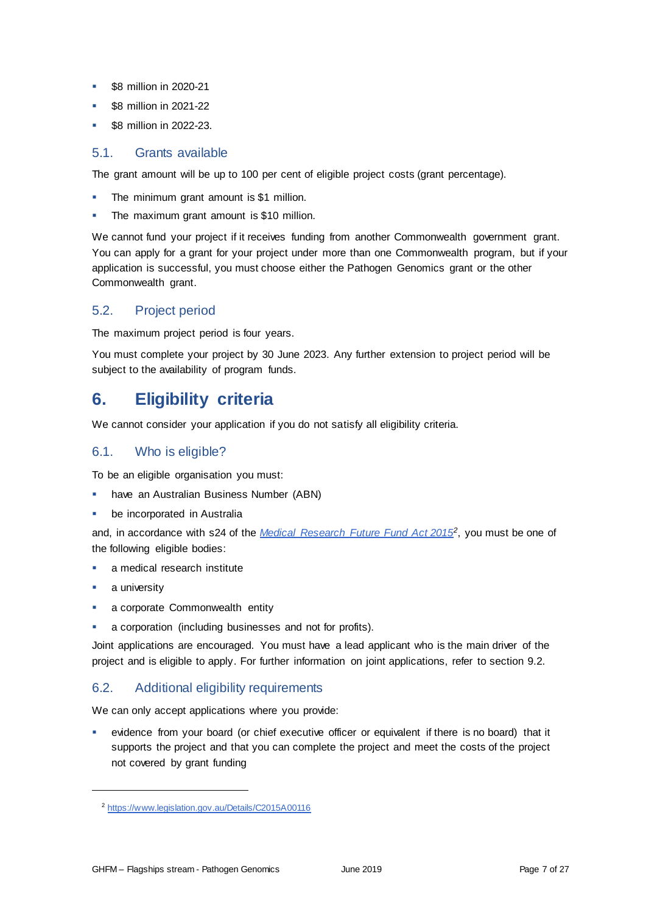- $8 million in 2020-21
- $8 million in 2021-22
- $8 million in 2022-23.

### 5.1. Grants available

The grant amount will be up to 100 per cent of eligible project costs (grant percentage).

- The minimum grant amount is $1 million.
- The maximum grant amount is $10 million.

We cannot fund your project if it receives funding from another Commonwealth government grant. You can apply for a grant for your project under more than one Commonwealth program, but if your application is successful, you must choose either the Pathogen Genomics grant or the other Commonwealth grant.

### 5.2. Project period

The maximum project period is four years.

You must complete your project by 30 June 2023. Any further extension to project period will be subject to the availability of program funds.

## 6. Eligibility criteria

We cannot consider your application if you do not satisfy all eligibility criteria.

### 6.1. Who is eligible?

To be an eligible organisation you must:

- have an Australian Business Number (ABN)
- be incorporated in Australia

and, in accordance with s24 of the [Medical Research Future Fund Act 2015](https://www.legislation.gov.au/Details/C2015A00116)[2], you must be one of the following eligible bodies:

- a medical research institute
- a university
- a corporate Commonwealth entity
- a corporation (including businesses and not for profits).

Joint applications are encouraged. You must have a lead applicant who is the main driver of the project and is eligible to apply. For further information on joint applications, refer to section 9.2.

### 6.2. Additional eligibility requirements

We can only accept applications where you provide:

- evidence from your board (or chief executive officer or equivalent if there is no board) that it supports the project and that you can complete the project and meet the costs of the project not covered by grant funding

---

[2] https://www.legislation.gov.au/Details/C2015A00116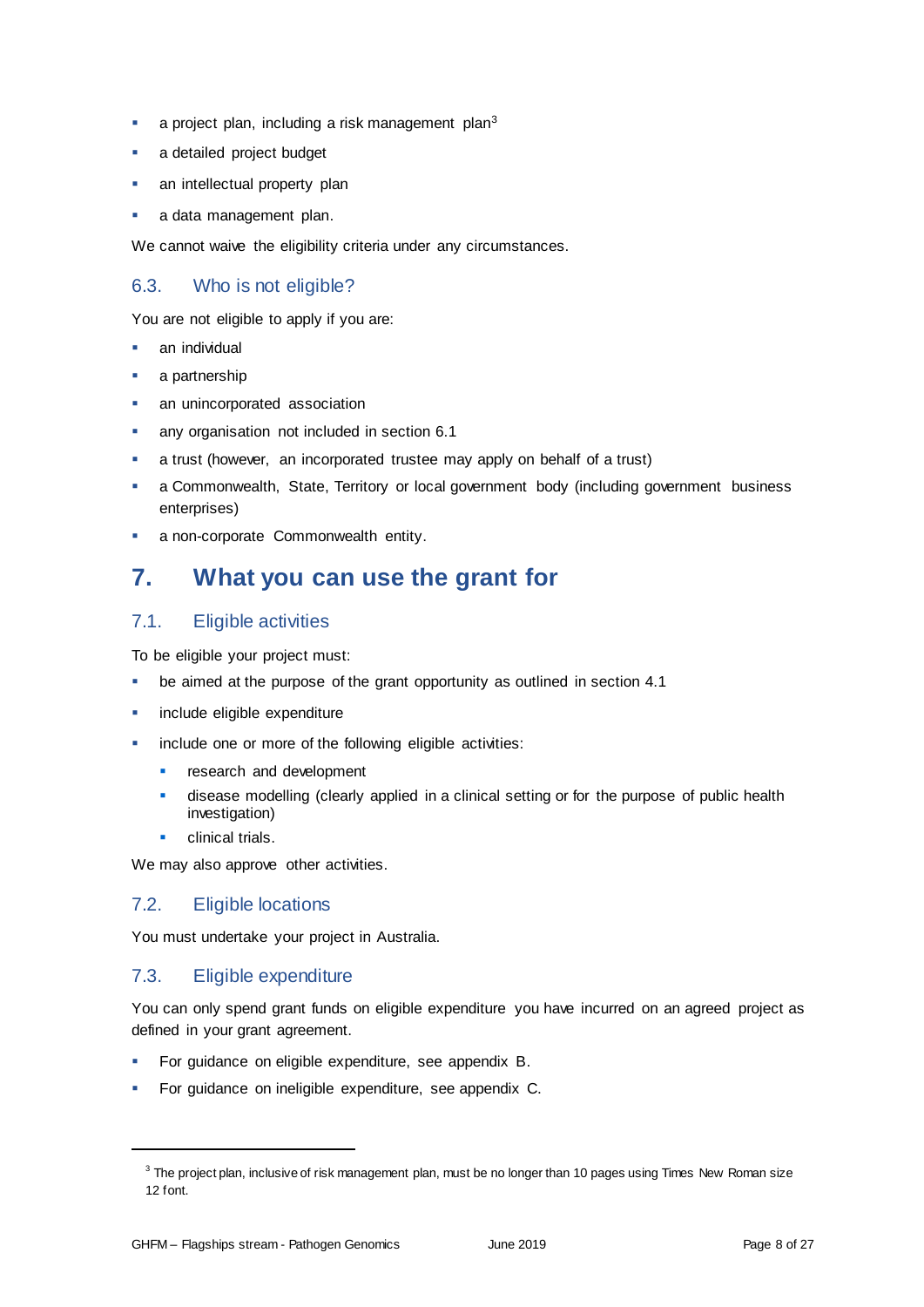- a project plan, including a risk management plan[3]
- a detailed project budget
- an intellectual property plan
- a data management plan.

We cannot waive the eligibility criteria under any circumstances.

### 6.3. Who is not eligible?

You are not eligible to apply if you are:

- an individual
- a partnership
- an unincorporated association
- any organisation not included in section 6.1
- a trust (however, an incorporated trustee may apply on behalf of a trust)
- a Commonwealth, State, Territory or local government body (including government business enterprises)
- a non-corporate Commonwealth entity.

## 7. What you can use the grant for

### 7.1. Eligible activities

To be eligible your project must:

- be aimed at the purpose of the grant opportunity as outlined in section 4.1
- include eligible expenditure
- include one or more of the following eligible activities:
  - research and development
  - disease modelling (clearly applied in a clinical setting or for the purpose of public health investigation)
  - clinical trials.

We may also approve other activities.

### 7.2. Eligible locations

You must undertake your project in Australia.

### 7.3. Eligible expenditure

You can only spend grant funds on eligible expenditure you have incurred on an agreed project as defined in your grant agreement.

- For guidance on eligible expenditure, see appendix B.
- For guidance on ineligible expenditure, see appendix C.

---

[3] The project plan, inclusive of risk management plan, must be no longer than 10 pages using Times New Roman size 12 font.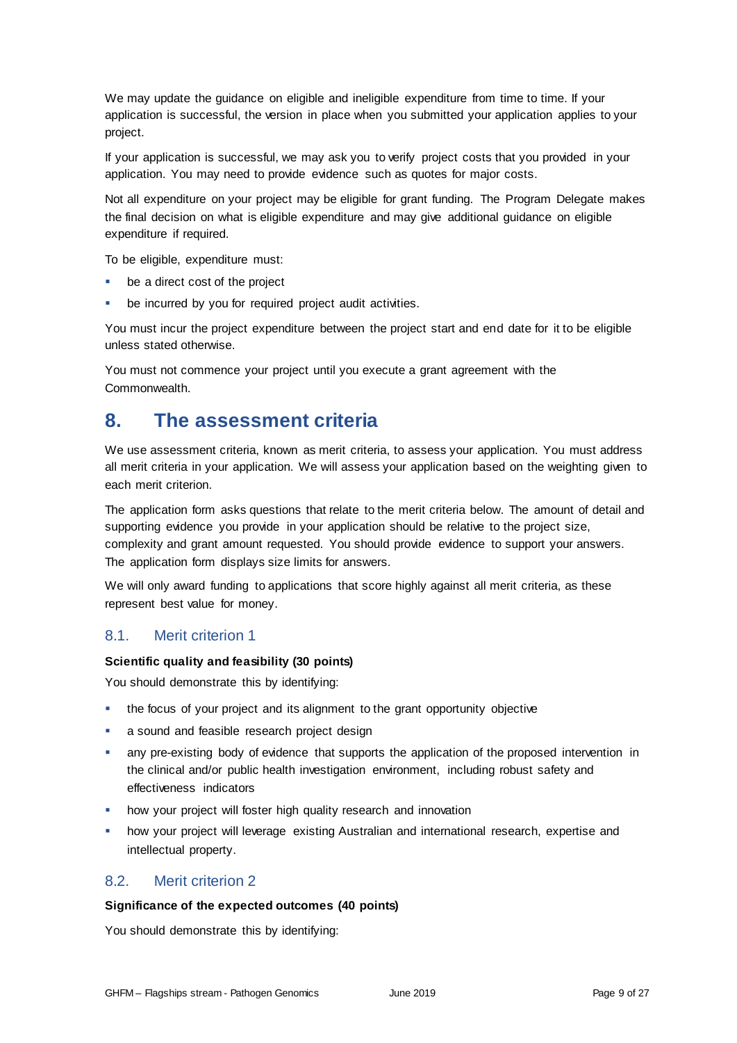We may update the guidance on eligible and ineligible expenditure from time to time. If your application is successful, the version in place when you submitted your application applies to your project.

If your application is successful, we may ask you to verify project costs that you provided in your application. You may need to provide evidence such as quotes for major costs.

Not all expenditure on your project may be eligible for grant funding. The Program Delegate makes the final decision on what is eligible expenditure and may give additional guidance on eligible expenditure if required.

To be eligible, expenditure must:

- be a direct cost of the project
- be incurred by you for required project audit activities.

You must incur the project expenditure between the project start and end date for it to be eligible unless stated otherwise.

You must not commence your project until you execute a grant agreement with the Commonwealth.

# 8. The assessment criteria

We use assessment criteria, known as merit criteria, to assess your application. You must address all merit criteria in your application. We will assess your application based on the weighting given to each merit criterion.

The application form asks questions that relate to the merit criteria below. The amount of detail and supporting evidence you provide in your application should be relative to the project size, complexity and grant amount requested. You should provide evidence to support your answers. The application form displays size limits for answers.

We will only award funding to applications that score highly against all merit criteria, as these represent best value for money.

## 8.1. Merit criterion 1

**Scientific quality and feasibility (30 points)**

You should demonstrate this by identifying:

- the focus of your project and its alignment to the grant opportunity objective
- a sound and feasible research project design
- any pre-existing body of evidence that supports the application of the proposed intervention in the clinical and/or public health investigation environment, including robust safety and effectiveness indicators
- how your project will foster high quality research and innovation
- how your project will leverage existing Australian and international research, expertise and intellectual property.

## 8.2. Merit criterion 2

**Significance of the expected outcomes (40 points)**

You should demonstrate this by identifying: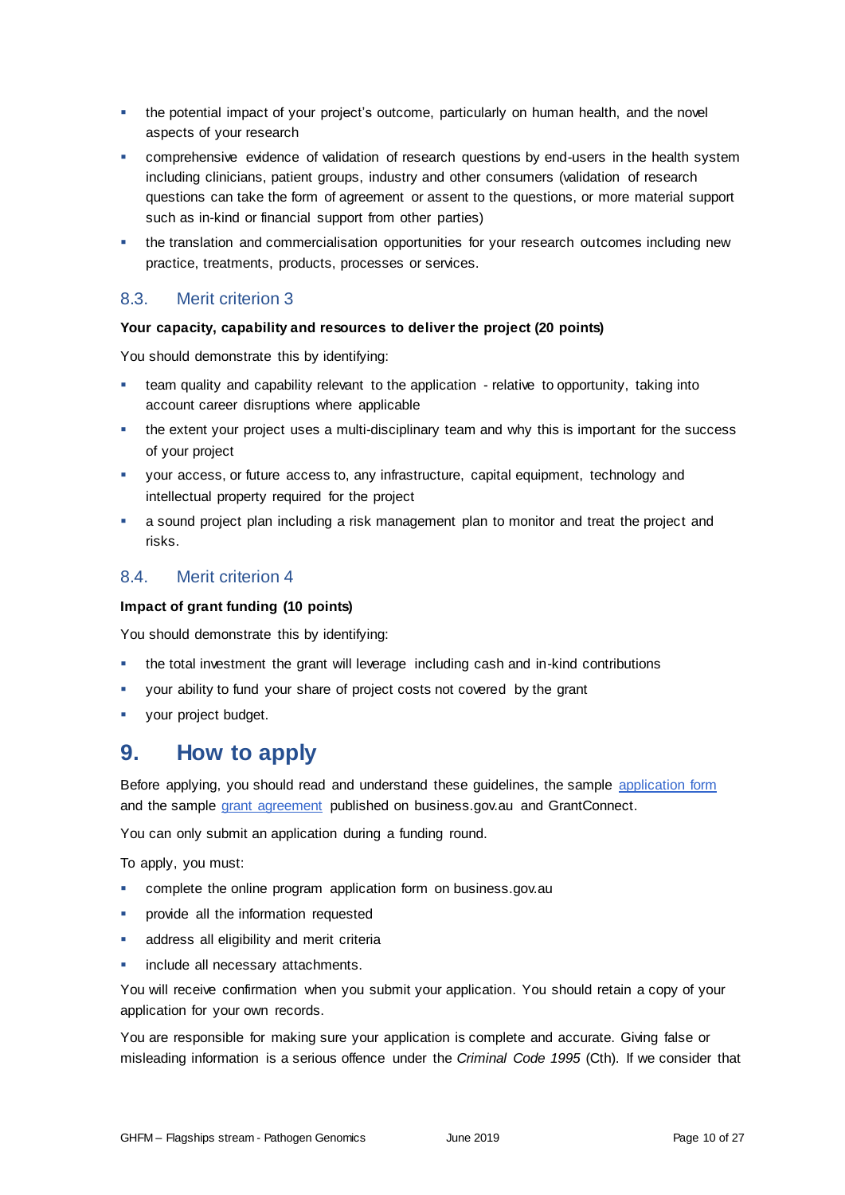- the potential impact of your project's outcome, particularly on human health, and the novel aspects of your research
- comprehensive evidence of validation of research questions by end-users in the health system including clinicians, patient groups, industry and other consumers (validation of research questions can take the form of agreement or assent to the questions, or more material support such as in-kind or financial support from other parties)
- the translation and commercialisation opportunities for your research outcomes including new practice, treatments, products, processes or services.

### 8.3. Merit criterion 3

**Your capacity, capability and resources to deliver the project (20 points)**

You should demonstrate this by identifying:

- team quality and capability relevant to the application - relative to opportunity, taking into account career disruptions where applicable
- the extent your project uses a multi-disciplinary team and why this is important for the success of your project
- your access, or future access to, any infrastructure, capital equipment, technology and intellectual property required for the project
- a sound project plan including a risk management plan to monitor and treat the project and risks.

### 8.4. Merit criterion 4

**Impact of grant funding (10 points)**

You should demonstrate this by identifying:

- the total investment the grant will leverage including cash and in-kind contributions
- your ability to fund your share of project costs not covered by the grant
- your project budget.

## 9. How to apply

Before applying, you should read and understand these guidelines, the sample application form and the sample grant agreement published on business.gov.au and GrantConnect.

You can only submit an application during a funding round.

To apply, you must:

- complete the online program application form on business.gov.au
- provide all the information requested
- address all eligibility and merit criteria
- include all necessary attachments.

You will receive confirmation when you submit your application. You should retain a copy of your application for your own records.

You are responsible for making sure your application is complete and accurate. Giving false or misleading information is a serious offence under the *Criminal Code 1995* (Cth). If we consider that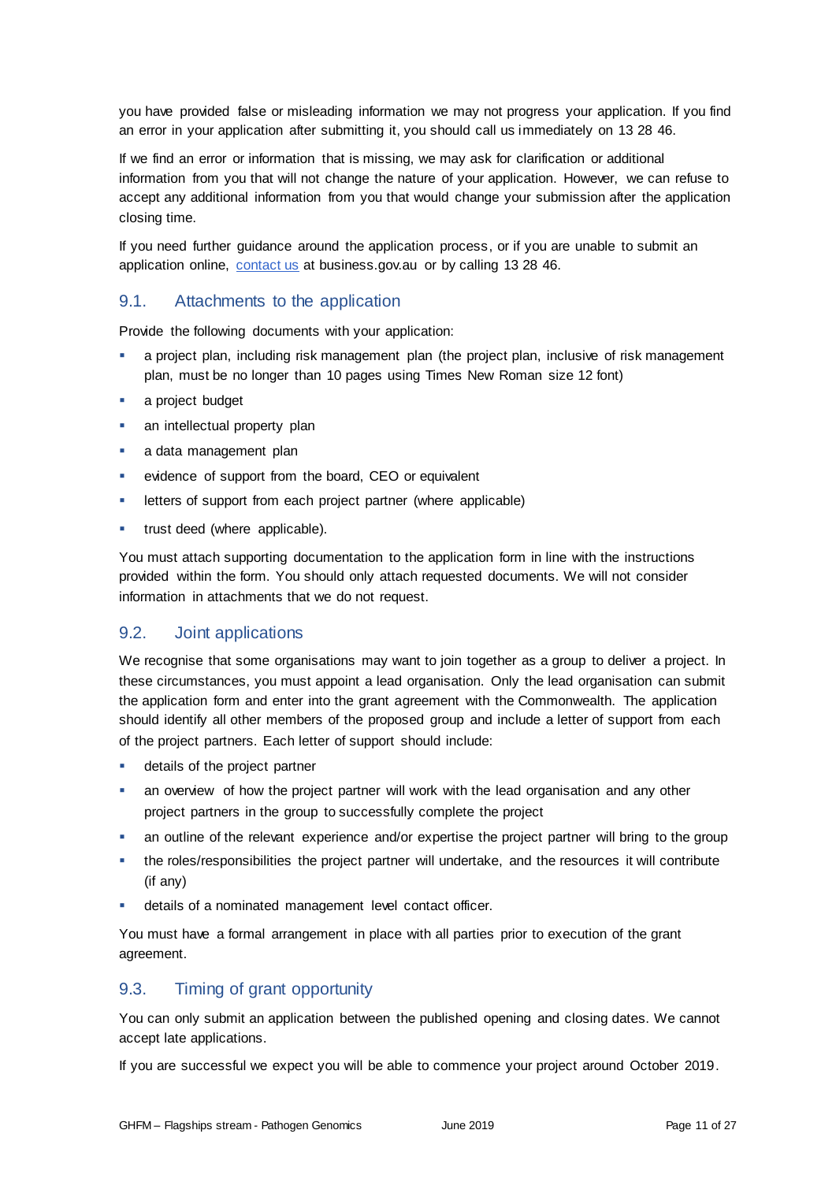you have provided false or misleading information we may not progress your application. If you find an error in your application after submitting it, you should call us immediately on 13 28 46.

If we find an error or information that is missing, we may ask for clarification or additional information from you that will not change the nature of your application. However, we can refuse to accept any additional information from you that would change your submission after the application closing time.

If you need further guidance around the application process, or if you are unable to submit an application online, [contact us](https://business.gov.au) at business.gov.au or by calling 13 28 46.

## 9.1. Attachments to the application

Provide the following documents with your application:

- a project plan, including risk management plan (the project plan, inclusive of risk management plan, must be no longer than 10 pages using Times New Roman size 12 font)
- a project budget
- an intellectual property plan
- a data management plan
- evidence of support from the board, CEO or equivalent
- letters of support from each project partner (where applicable)
- trust deed (where applicable).

You must attach supporting documentation to the application form in line with the instructions provided within the form. You should only attach requested documents. We will not consider information in attachments that we do not request.

## 9.2. Joint applications

We recognise that some organisations may want to join together as a group to deliver a project. In these circumstances, you must appoint a lead organisation. Only the lead organisation can submit the application form and enter into the grant agreement with the Commonwealth. The application should identify all other members of the proposed group and include a letter of support from each of the project partners. Each letter of support should include:

- details of the project partner
- an overview of how the project partner will work with the lead organisation and any other project partners in the group to successfully complete the project
- an outline of the relevant experience and/or expertise the project partner will bring to the group
- the roles/responsibilities the project partner will undertake, and the resources it will contribute (if any)
- details of a nominated management level contact officer.

You must have a formal arrangement in place with all parties prior to execution of the grant agreement.

## 9.3. Timing of grant opportunity

You can only submit an application between the published opening and closing dates. We cannot accept late applications.

If you are successful we expect you will be able to commence your project around October 2019.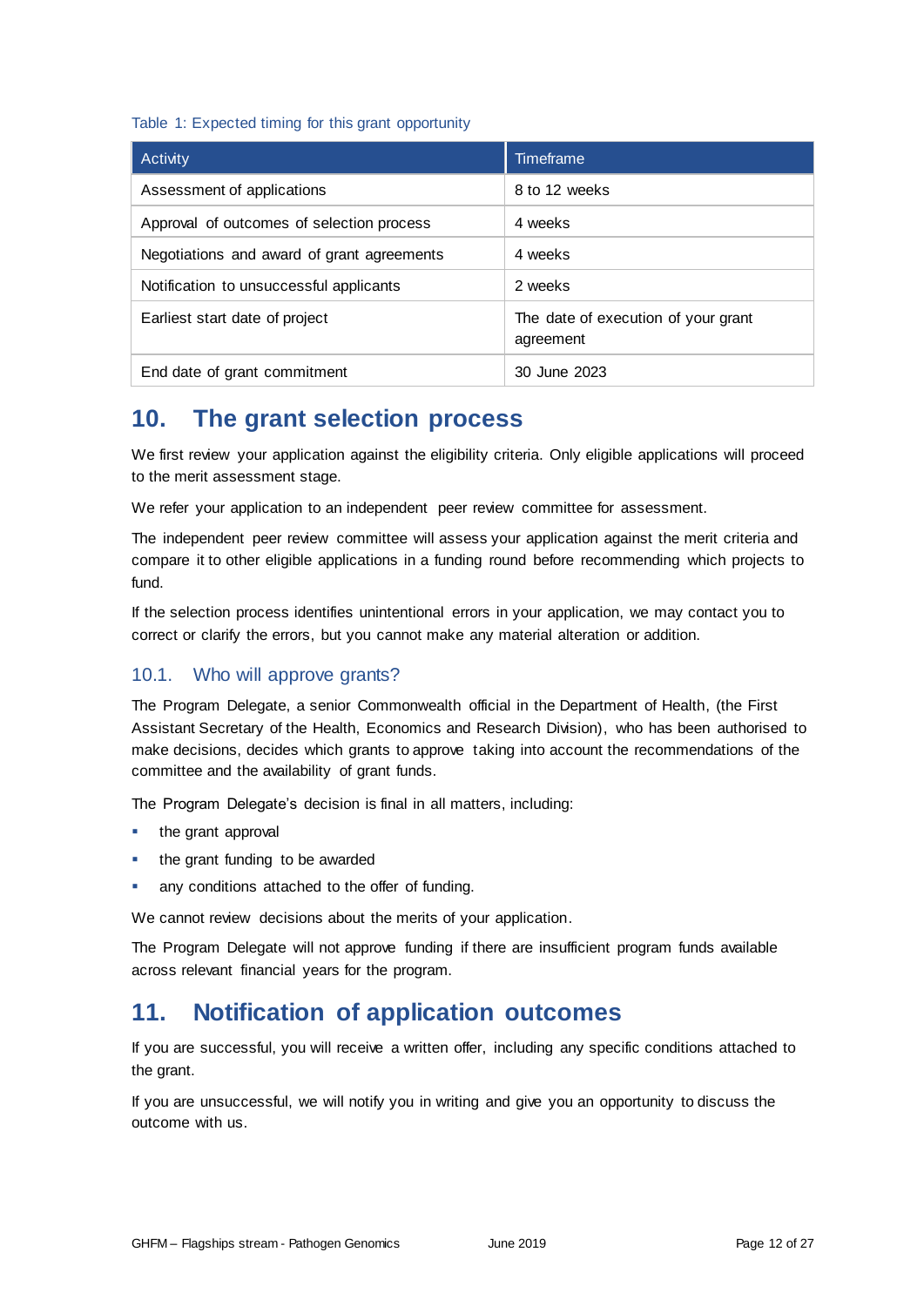Table 1: Expected timing for this grant opportunity

| Activity | Timeframe |
| --- | --- |
| Assessment of applications | 8 to 12 weeks |
| Approval of outcomes of selection process | 4 weeks |
| Negotiations and award of grant agreements | 4 weeks |
| Notification to unsuccessful applicants | 2 weeks |
| Earliest start date of project | The date of execution of your grant agreement |
| End date of grant commitment | 30 June 2023 |

# 10. The grant selection process

We first review your application against the eligibility criteria. Only eligible applications will proceed to the merit assessment stage.

We refer your application to an independent peer review committee for assessment.

The independent peer review committee will assess your application against the merit criteria and compare it to other eligible applications in a funding round before recommending which projects to fund.

If the selection process identifies unintentional errors in your application, we may contact you to correct or clarify the errors, but you cannot make any material alteration or addition.

## 10.1. Who will approve grants?

The Program Delegate, a senior Commonwealth official in the Department of Health, (the First Assistant Secretary of the Health, Economics and Research Division), who has been authorised to make decisions, decides which grants to approve taking into account the recommendations of the committee and the availability of grant funds.

The Program Delegate's decision is final in all matters, including:

- the grant approval
- the grant funding to be awarded
- any conditions attached to the offer of funding.

We cannot review decisions about the merits of your application.

The Program Delegate will not approve funding if there are insufficient program funds available across relevant financial years for the program.

# 11. Notification of application outcomes

If you are successful, you will receive a written offer, including any specific conditions attached to the grant.

If you are unsuccessful, we will notify you in writing and give you an opportunity to discuss the outcome with us.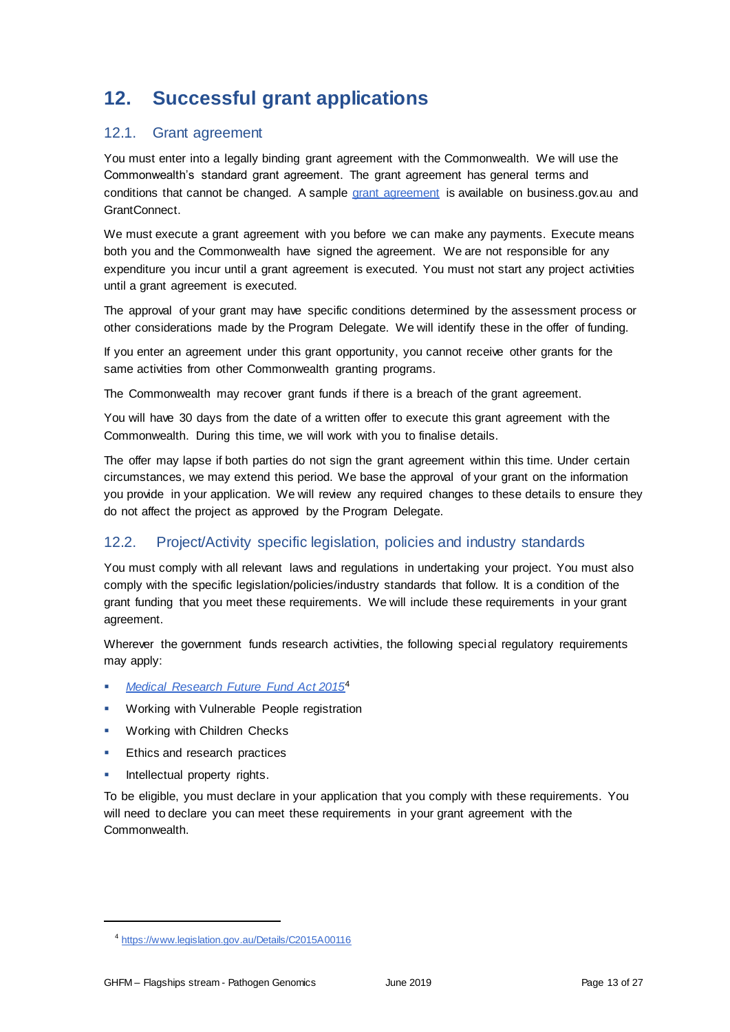# 12. Successful grant applications

## 12.1. Grant agreement

You must enter into a legally binding grant agreement with the Commonwealth. We will use the Commonwealth's standard grant agreement. The grant agreement has general terms and conditions that cannot be changed. A sample grant agreement is available on business.gov.au and GrantConnect.

We must execute a grant agreement with you before we can make any payments. Execute means both you and the Commonwealth have signed the agreement. We are not responsible for any expenditure you incur until a grant agreement is executed. You must not start any project activities until a grant agreement is executed.

The approval of your grant may have specific conditions determined by the assessment process or other considerations made by the Program Delegate. We will identify these in the offer of funding.

If you enter an agreement under this grant opportunity, you cannot receive other grants for the same activities from other Commonwealth granting programs.

The Commonwealth may recover grant funds if there is a breach of the grant agreement.

You will have 30 days from the date of a written offer to execute this grant agreement with the Commonwealth. During this time, we will work with you to finalise details.

The offer may lapse if both parties do not sign the grant agreement within this time. Under certain circumstances, we may extend this period. We base the approval of your grant on the information you provide in your application. We will review any required changes to these details to ensure they do not affect the project as approved by the Program Delegate.

## 12.2. Project/Activity specific legislation, policies and industry standards

You must comply with all relevant laws and regulations in undertaking your project. You must also comply with the specific legislation/policies/industry standards that follow. It is a condition of the grant funding that you meet these requirements. We will include these requirements in your grant agreement.

Wherever the government funds research activities, the following special regulatory requirements may apply:

- *Medical Research Future Fund Act 2015*[4]
- Working with Vulnerable People registration
- Working with Children Checks
- Ethics and research practices
- Intellectual property rights.

To be eligible, you must declare in your application that you comply with these requirements. You will need to declare you can meet these requirements in your grant agreement with the Commonwealth.

[4] https://www.legislation.gov.au/Details/C2015A00116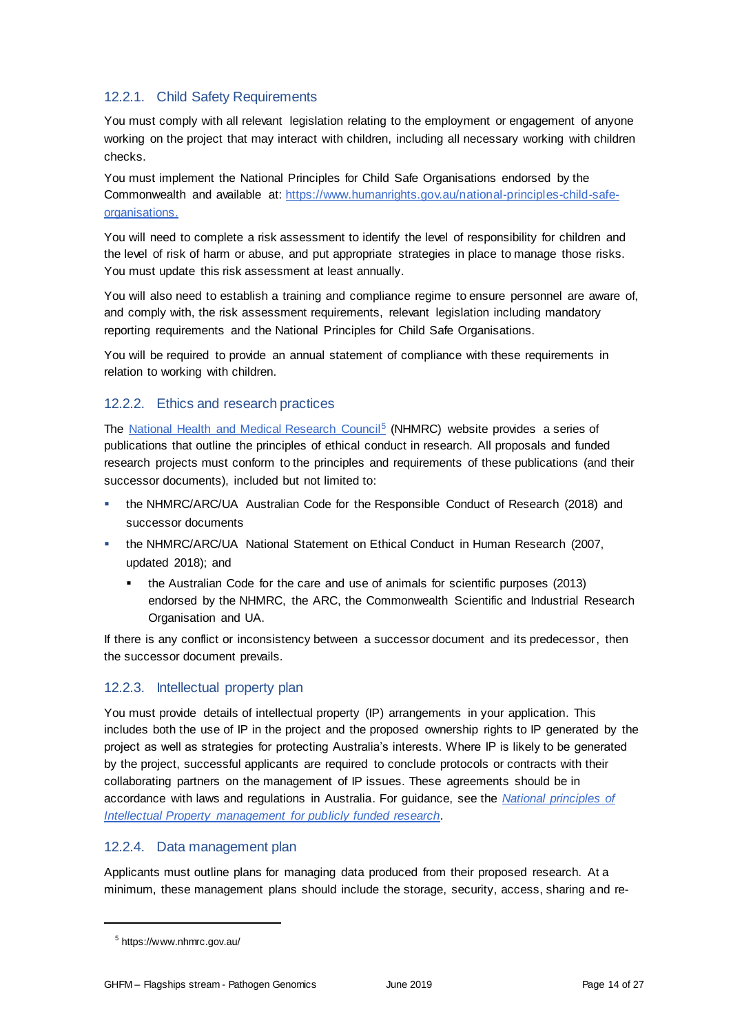### 12.2.1. Child Safety Requirements

You must comply with all relevant legislation relating to the employment or engagement of anyone working on the project that may interact with children, including all necessary working with children checks.

You must implement the National Principles for Child Safe Organisations endorsed by the Commonwealth and available at: [https://www.humanrights.gov.au/national-principles-child-safe-organisations.](https://www.humanrights.gov.au/national-principles-child-safe-organisations)

You will need to complete a risk assessment to identify the level of responsibility for children and the level of risk of harm or abuse, and put appropriate strategies in place to manage those risks. You must update this risk assessment at least annually.

You will also need to establish a training and compliance regime to ensure personnel are aware of, and comply with, the risk assessment requirements, relevant legislation including mandatory reporting requirements and the National Principles for Child Safe Organisations.

You will be required to provide an annual statement of compliance with these requirements in relation to working with children.

### 12.2.2. Ethics and research practices

The [National Health and Medical Research Council](https://www.nhmrc.gov.au/)[5] (NHMRC) website provides a series of publications that outline the principles of ethical conduct in research. All proposals and funded research projects must conform to the principles and requirements of these publications (and their successor documents), included but not limited to:

- the NHMRC/ARC/UA Australian Code for the Responsible Conduct of Research (2018) and successor documents
- the NHMRC/ARC/UA National Statement on Ethical Conduct in Human Research (2007, updated 2018); and
  - the Australian Code for the care and use of animals for scientific purposes (2013) endorsed by the NHMRC, the ARC, the Commonwealth Scientific and Industrial Research Organisation and UA.

If there is any conflict or inconsistency between a successor document and its predecessor, then the successor document prevails.

### 12.2.3. Intellectual property plan

You must provide details of intellectual property (IP) arrangements in your application. This includes both the use of IP in the project and the proposed ownership rights to IP generated by the project as well as strategies for protecting Australia's interests. Where IP is likely to be generated by the project, successful applicants are required to conclude protocols or contracts with their collaborating partners on the management of IP issues. These agreements should be in accordance with laws and regulations in Australia. For guidance, see the *National principles of Intellectual Property management for publicly funded research*.

### 12.2.4. Data management plan

Applicants must outline plans for managing data produced from their proposed research. At a minimum, these management plans should include the storage, security, access, sharing and re-

---

[5] https://www.nhmrc.gov.au/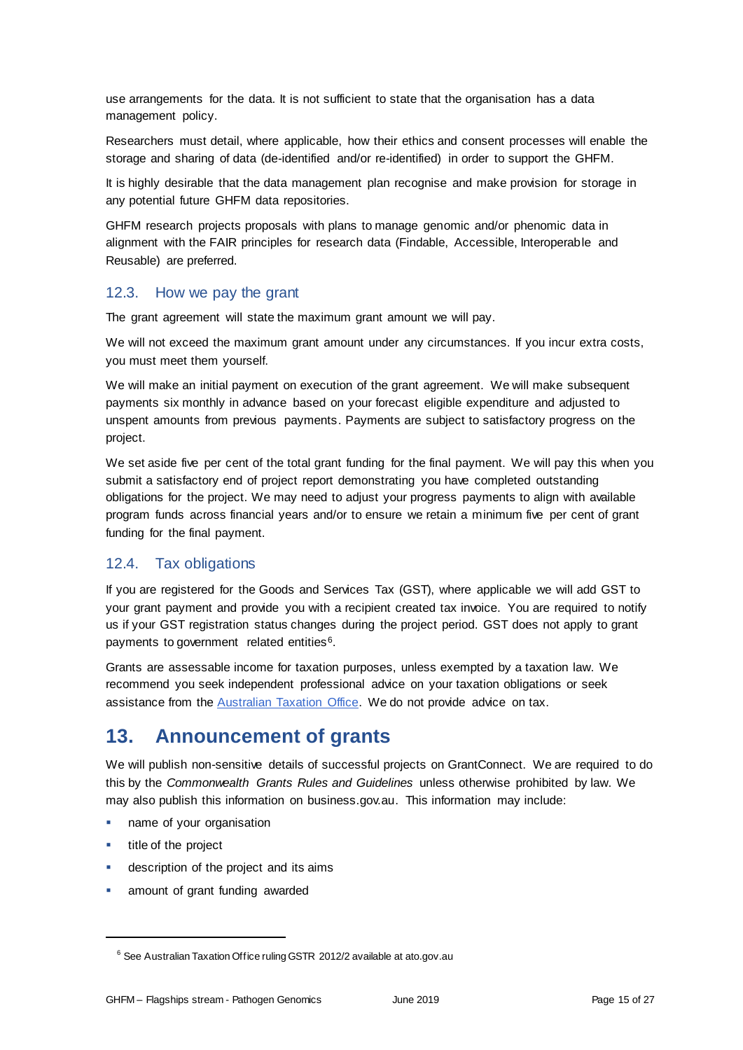use arrangements for the data. It is not sufficient to state that the organisation has a data management policy.

Researchers must detail, where applicable, how their ethics and consent processes will enable the storage and sharing of data (de-identified and/or re-identified) in order to support the GHFM.

It is highly desirable that the data management plan recognise and make provision for storage in any potential future GHFM data repositories.

GHFM research projects proposals with plans to manage genomic and/or phenomic data in alignment with the FAIR principles for research data (Findable, Accessible, Interoperable and Reusable) are preferred.

### 12.3. How we pay the grant

The grant agreement will state the maximum grant amount we will pay.

We will not exceed the maximum grant amount under any circumstances. If you incur extra costs, you must meet them yourself.

We will make an initial payment on execution of the grant agreement. We will make subsequent payments six monthly in advance based on your forecast eligible expenditure and adjusted to unspent amounts from previous payments. Payments are subject to satisfactory progress on the project.

We set aside five per cent of the total grant funding for the final payment. We will pay this when you submit a satisfactory end of project report demonstrating you have completed outstanding obligations for the project. We may need to adjust your progress payments to align with available program funds across financial years and/or to ensure we retain a minimum five per cent of grant funding for the final payment.

### 12.4. Tax obligations

If you are registered for the Goods and Services Tax (GST), where applicable we will add GST to your grant payment and provide you with a recipient created tax invoice. You are required to notify us if your GST registration status changes during the project period. GST does not apply to grant payments to government related entities[6].

Grants are assessable income for taxation purposes, unless exempted by a taxation law. We recommend you seek independent professional advice on your taxation obligations or seek assistance from the [Australian Taxation Office](). We do not provide advice on tax.

## 13. Announcement of grants

We will publish non-sensitive details of successful projects on GrantConnect. We are required to do this by the *Commonwealth Grants Rules and Guidelines* unless otherwise prohibited by law. We may also publish this information on business.gov.au. This information may include:

- name of your organisation
- title of the project
- description of the project and its aims
- amount of grant funding awarded

---

[6] See Australian Taxation Office ruling GSTR 2012/2 available at ato.gov.au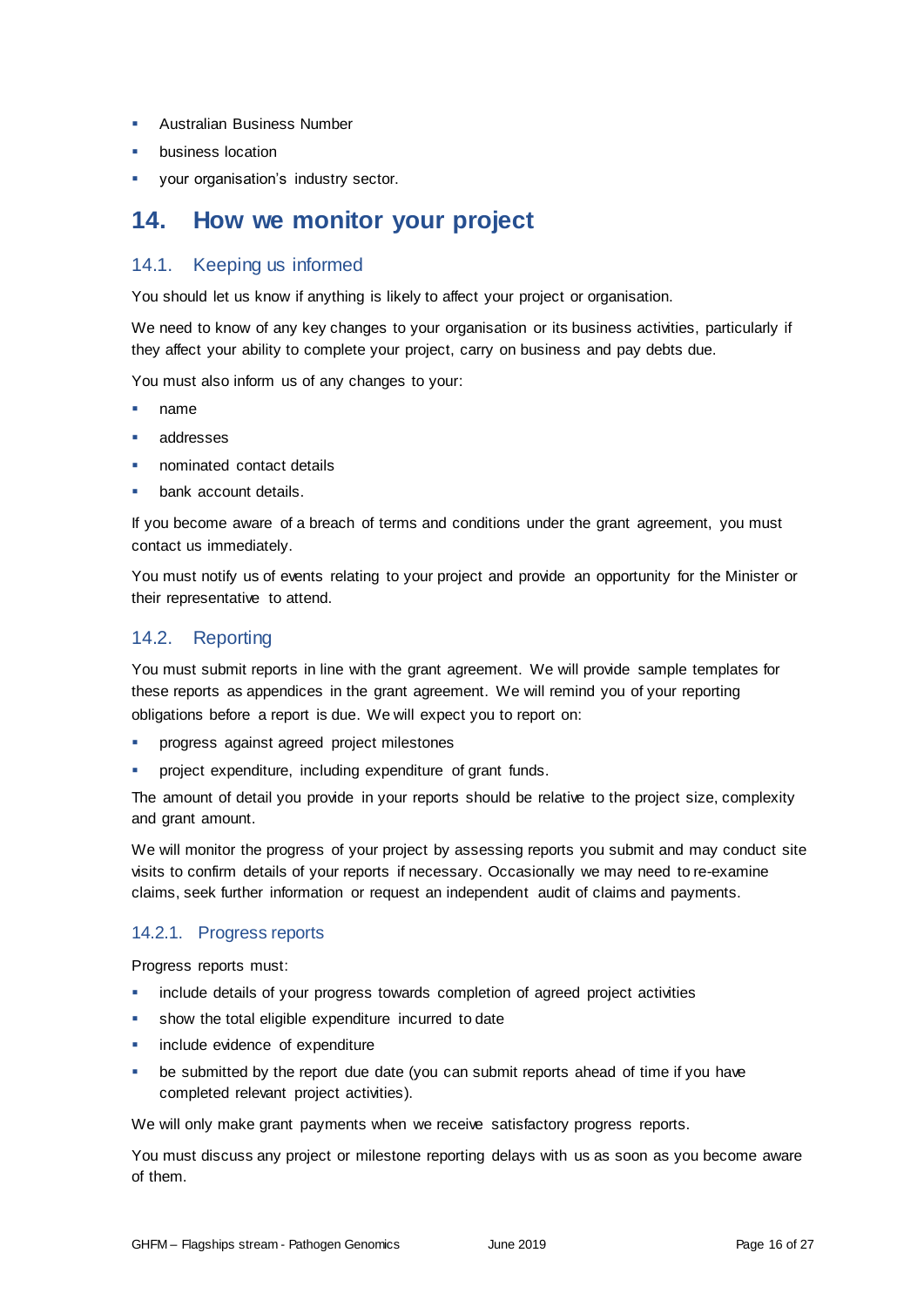- Australian Business Number
- business location
- your organisation's industry sector.

# 14. How we monitor your project

## 14.1. Keeping us informed

You should let us know if anything is likely to affect your project or organisation.

We need to know of any key changes to your organisation or its business activities, particularly if they affect your ability to complete your project, carry on business and pay debts due.

You must also inform us of any changes to your:

- name
- addresses
- nominated contact details
- bank account details.

If you become aware of a breach of terms and conditions under the grant agreement, you must contact us immediately.

You must notify us of events relating to your project and provide an opportunity for the Minister or their representative to attend.

## 14.2. Reporting

You must submit reports in line with the grant agreement. We will provide sample templates for these reports as appendices in the grant agreement. We will remind you of your reporting obligations before a report is due. We will expect you to report on:

- progress against agreed project milestones
- project expenditure, including expenditure of grant funds.

The amount of detail you provide in your reports should be relative to the project size, complexity and grant amount.

We will monitor the progress of your project by assessing reports you submit and may conduct site visits to confirm details of your reports if necessary. Occasionally we may need to re-examine claims, seek further information or request an independent audit of claims and payments.

### 14.2.1. Progress reports

Progress reports must:

- include details of your progress towards completion of agreed project activities
- show the total eligible expenditure incurred to date
- include evidence of expenditure
- be submitted by the report due date (you can submit reports ahead of time if you have completed relevant project activities).

We will only make grant payments when we receive satisfactory progress reports.

You must discuss any project or milestone reporting delays with us as soon as you become aware of them.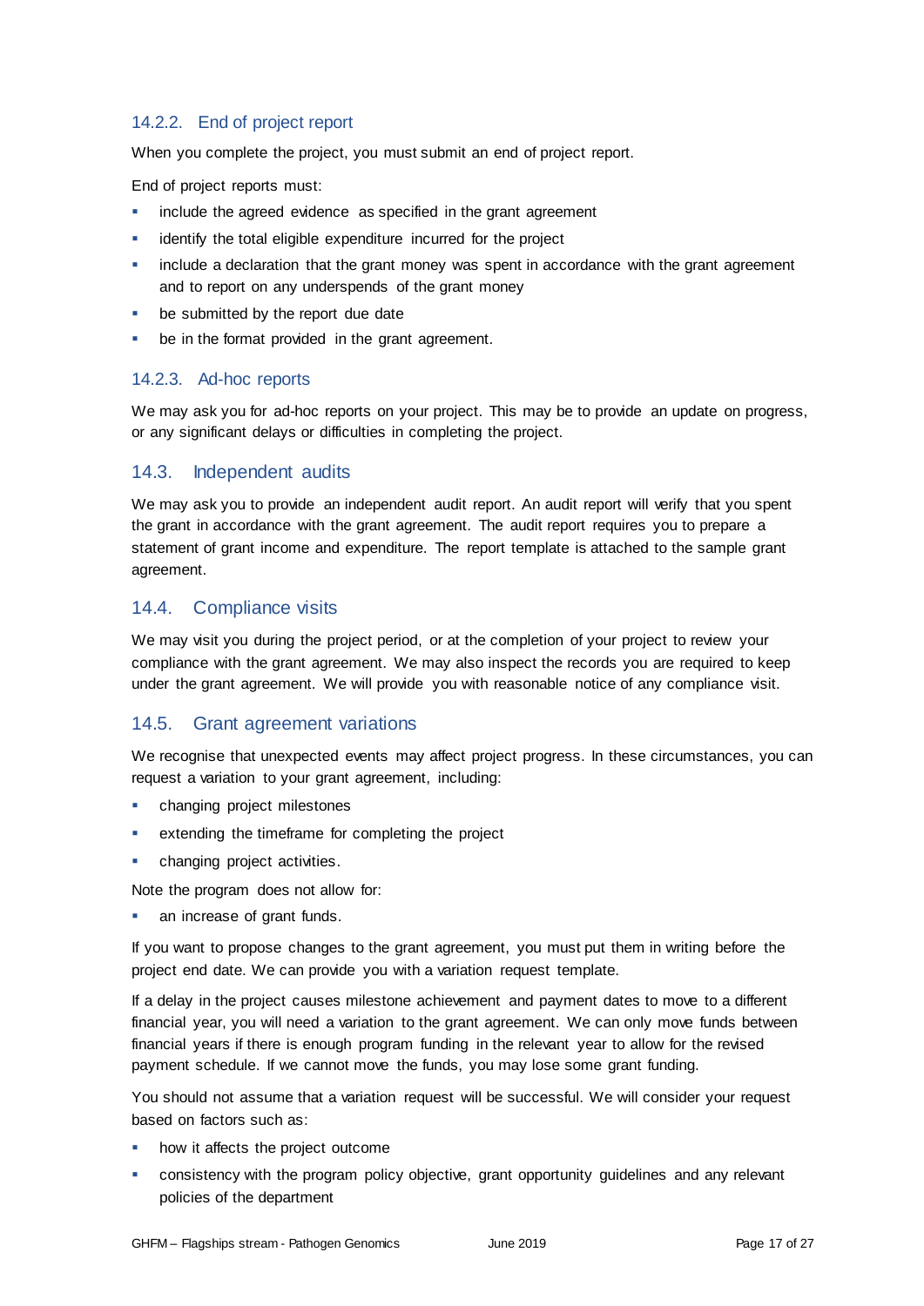#### 14.2.2. End of project report

When you complete the project, you must submit an end of project report.

End of project reports must:

- include the agreed evidence as specified in the grant agreement
- identify the total eligible expenditure incurred for the project
- include a declaration that the grant money was spent in accordance with the grant agreement and to report on any underspends of the grant money
- be submitted by the report due date
- be in the format provided in the grant agreement.

#### 14.2.3. Ad-hoc reports

We may ask you for ad-hoc reports on your project. This may be to provide an update on progress, or any significant delays or difficulties in completing the project.

### 14.3. Independent audits

We may ask you to provide an independent audit report. An audit report will verify that you spent the grant in accordance with the grant agreement. The audit report requires you to prepare a statement of grant income and expenditure. The report template is attached to the sample grant agreement.

### 14.4. Compliance visits

We may visit you during the project period, or at the completion of your project to review your compliance with the grant agreement. We may also inspect the records you are required to keep under the grant agreement. We will provide you with reasonable notice of any compliance visit.

### 14.5. Grant agreement variations

We recognise that unexpected events may affect project progress. In these circumstances, you can request a variation to your grant agreement, including:

- changing project milestones
- extending the timeframe for completing the project
- changing project activities.

Note the program does not allow for:

- an increase of grant funds.

If you want to propose changes to the grant agreement, you must put them in writing before the project end date. We can provide you with a variation request template.

If a delay in the project causes milestone achievement and payment dates to move to a different financial year, you will need a variation to the grant agreement. We can only move funds between financial years if there is enough program funding in the relevant year to allow for the revised payment schedule. If we cannot move the funds, you may lose some grant funding.

You should not assume that a variation request will be successful. We will consider your request based on factors such as:

- how it affects the project outcome
- consistency with the program policy objective, grant opportunity guidelines and any relevant policies of the department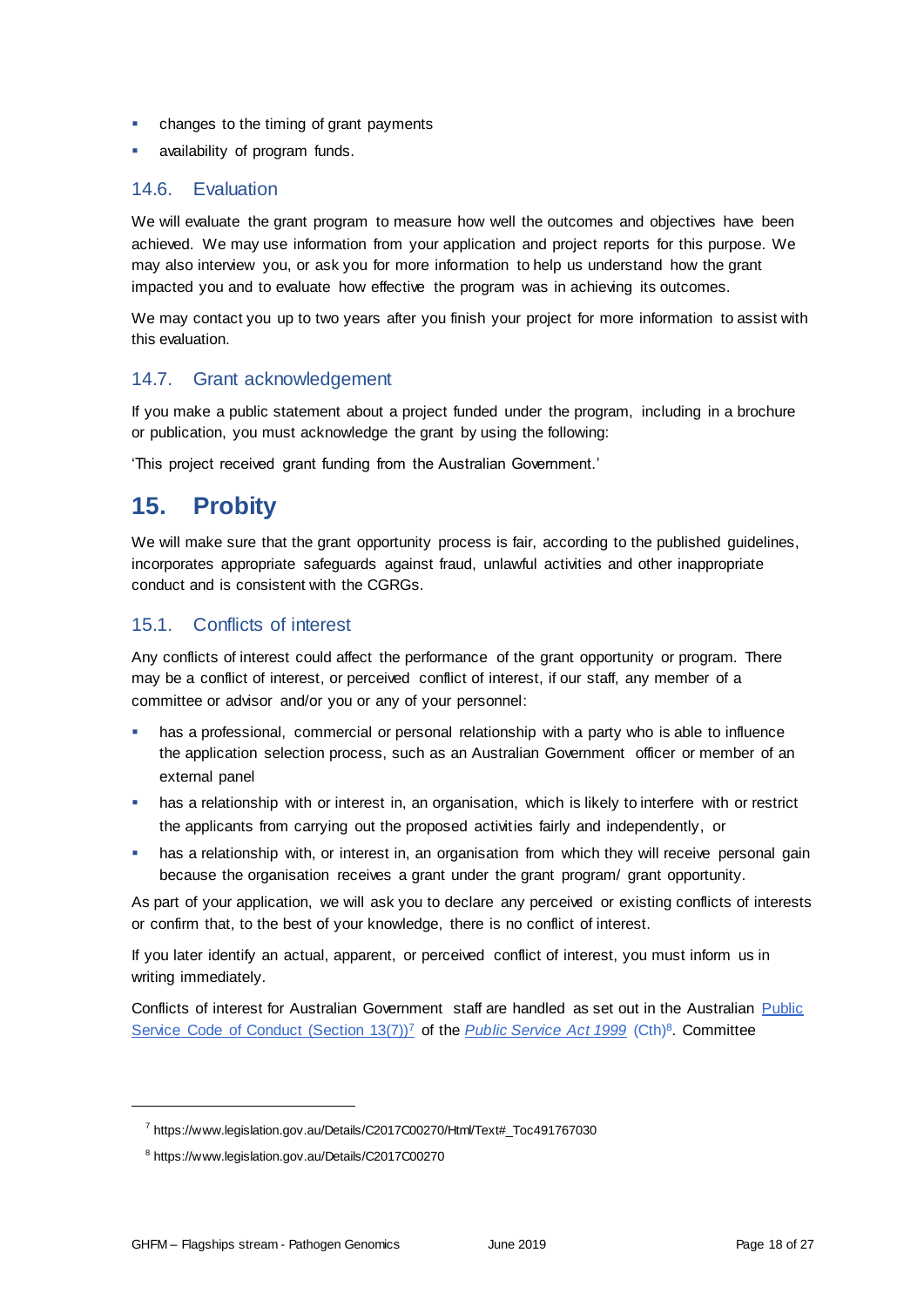- changes to the timing of grant payments
- availability of program funds.

### 14.6. Evaluation

We will evaluate the grant program to measure how well the outcomes and objectives have been achieved. We may use information from your application and project reports for this purpose. We may also interview you, or ask you for more information to help us understand how the grant impacted you and to evaluate how effective the program was in achieving its outcomes.

We may contact you up to two years after you finish your project for more information to assist with this evaluation.

### 14.7. Grant acknowledgement

If you make a public statement about a project funded under the program, including in a brochure or publication, you must acknowledge the grant by using the following:

'This project received grant funding from the Australian Government.'

## 15. Probity

We will make sure that the grant opportunity process is fair, according to the published guidelines, incorporates appropriate safeguards against fraud, unlawful activities and other inappropriate conduct and is consistent with the CGRGs.

### 15.1. Conflicts of interest

Any conflicts of interest could affect the performance of the grant opportunity or program. There may be a conflict of interest, or perceived conflict of interest, if our staff, any member of a committee or advisor and/or you or any of your personnel:

- has a professional, commercial or personal relationship with a party who is able to influence the application selection process, such as an Australian Government officer or member of an external panel
- has a relationship with or interest in, an organisation, which is likely to interfere with or restrict the applicants from carrying out the proposed activities fairly and independently, or
- has a relationship with, or interest in, an organisation from which they will receive personal gain because the organisation receives a grant under the grant program/ grant opportunity.

As part of your application, we will ask you to declare any perceived or existing conflicts of interests or confirm that, to the best of your knowledge, there is no conflict of interest.

If you later identify an actual, apparent, or perceived conflict of interest, you must inform us in writing immediately.

Conflicts of interest for Australian Government staff are handled as set out in the Australian [Public Service Code of Conduct (Section 13(7))](https://www.legislation.gov.au/Details/C2017C00270/Html/Text#_Toc491767030)[7] of the *[Public Service Act 1999](https://www.legislation.gov.au/Details/C2017C00270)* (Cth)[8]. Committee

---

[7] https://www.legislation.gov.au/Details/C2017C00270/Html/Text#_Toc491767030

[8] https://www.legislation.gov.au/Details/C2017C00270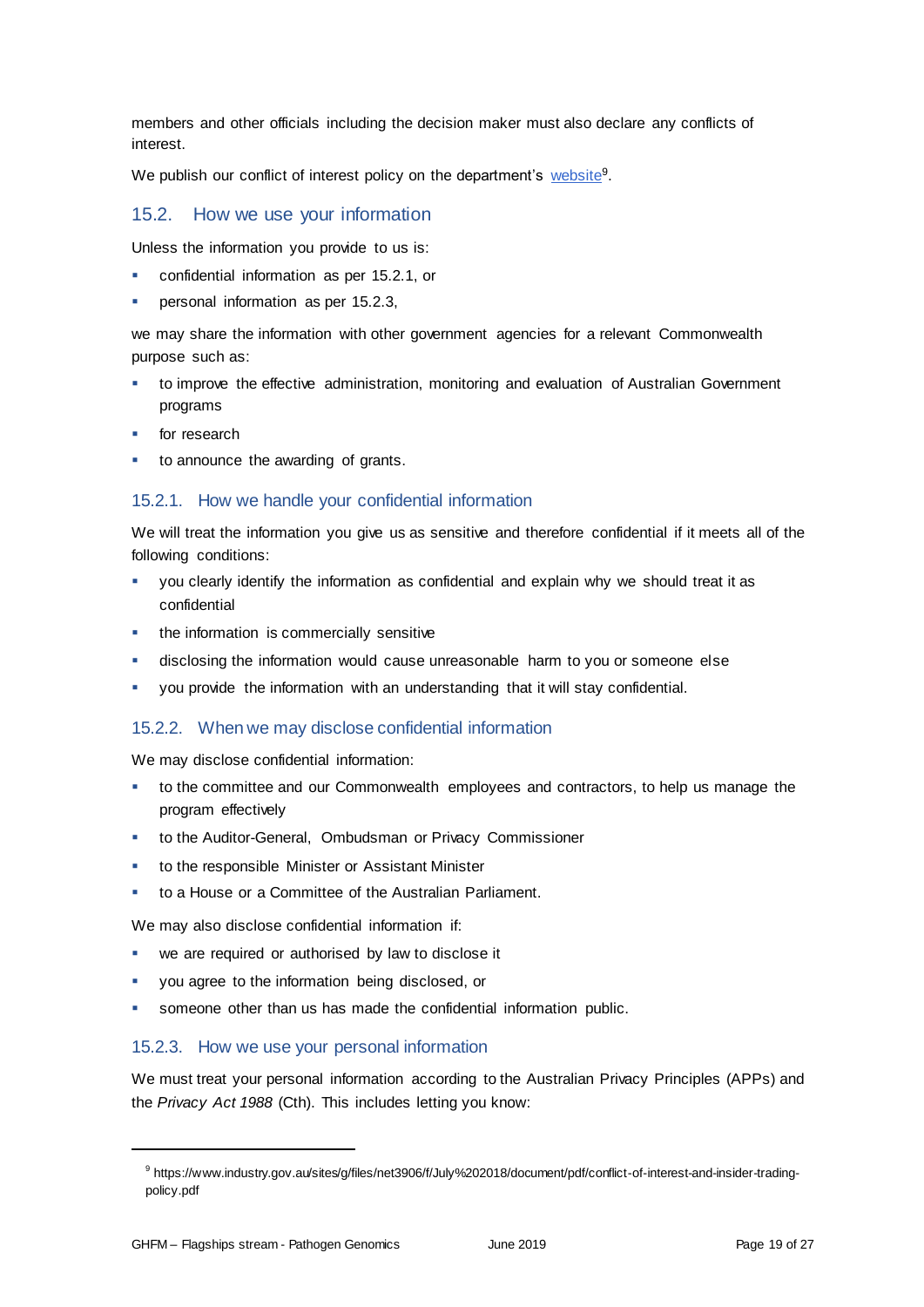members and other officials including the decision maker must also declare any conflicts of interest.

We publish our conflict of interest policy on the department's website[9].

## 15.2. How we use your information

Unless the information you provide to us is:

- confidential information as per 15.2.1, or
- personal information as per 15.2.3,

we may share the information with other government agencies for a relevant Commonwealth purpose such as:

- to improve the effective administration, monitoring and evaluation of Australian Government programs
- for research
- to announce the awarding of grants.

### 15.2.1. How we handle your confidential information

We will treat the information you give us as sensitive and therefore confidential if it meets all of the following conditions:

- you clearly identify the information as confidential and explain why we should treat it as confidential
- the information is commercially sensitive
- disclosing the information would cause unreasonable harm to you or someone else
- you provide the information with an understanding that it will stay confidential.

### 15.2.2. When we may disclose confidential information

We may disclose confidential information:

- to the committee and our Commonwealth employees and contractors, to help us manage the program effectively
- to the Auditor-General, Ombudsman or Privacy Commissioner
- to the responsible Minister or Assistant Minister
- to a House or a Committee of the Australian Parliament.

We may also disclose confidential information if:

- we are required or authorised by law to disclose it
- you agree to the information being disclosed, or
- someone other than us has made the confidential information public.

### 15.2.3. How we use your personal information

We must treat your personal information according to the Australian Privacy Principles (APPs) and the *Privacy Act 1988* (Cth). This includes letting you know:

---

[9] https://www.industry.gov.au/sites/g/files/net3906/f/July%202018/document/pdf/conflict-of-interest-and-insider-trading-policy.pdf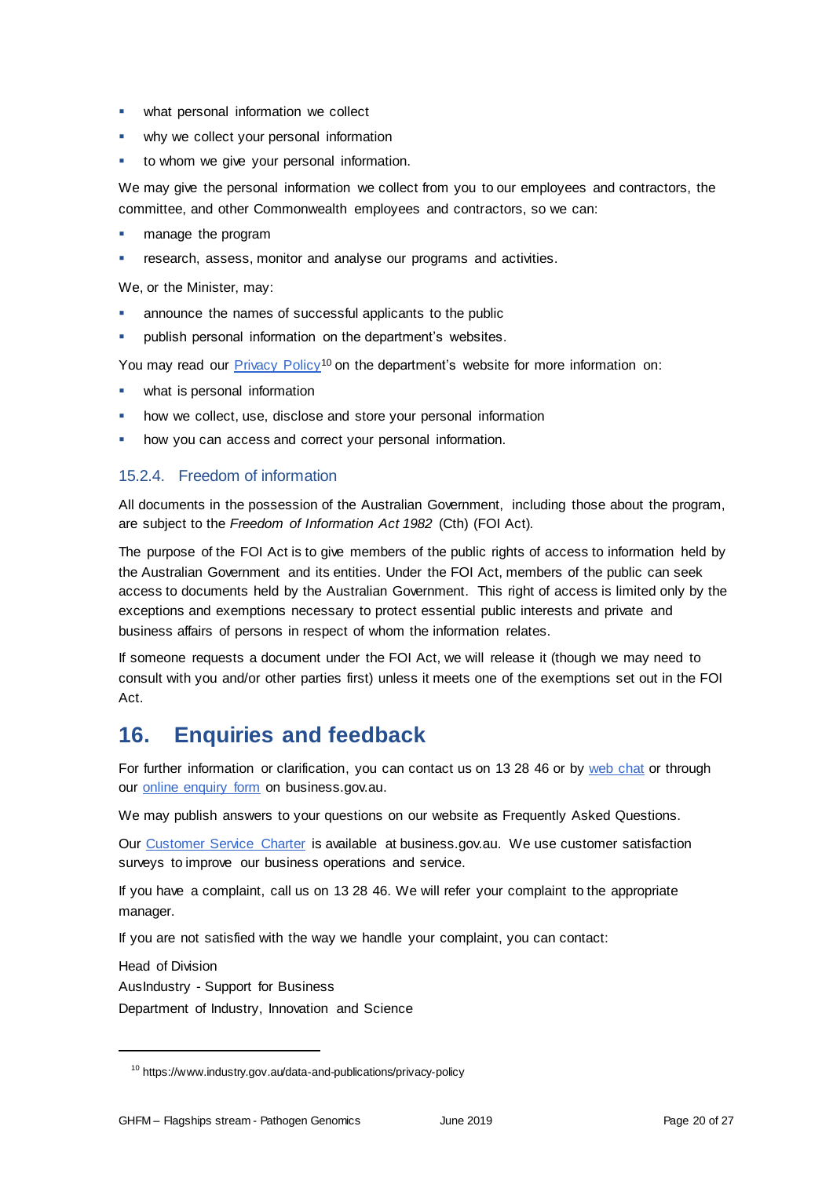- what personal information we collect
- why we collect your personal information
- to whom we give your personal information.

We may give the personal information we collect from you to our employees and contractors, the committee, and other Commonwealth employees and contractors, so we can:

- manage the program
- research, assess, monitor and analyse our programs and activities.

We, or the Minister, may:

- announce the names of successful applicants to the public
- publish personal information on the department's websites.

You may read our Privacy Policy[10] on the department's website for more information on:

- what is personal information
- how we collect, use, disclose and store your personal information
- how you can access and correct your personal information.

### 15.2.4. Freedom of information

All documents in the possession of the Australian Government, including those about the program, are subject to the *Freedom of Information Act 1982* (Cth) (FOI Act).

The purpose of the FOI Act is to give members of the public rights of access to information held by the Australian Government and its entities. Under the FOI Act, members of the public can seek access to documents held by the Australian Government. This right of access is limited only by the exceptions and exemptions necessary to protect essential public interests and private and business affairs of persons in respect of whom the information relates.

If someone requests a document under the FOI Act, we will release it (though we may need to consult with you and/or other parties first) unless it meets one of the exemptions set out in the FOI Act.

# 16. Enquiries and feedback

For further information or clarification, you can contact us on 13 28 46 or by web chat or through our online enquiry form on business.gov.au.

We may publish answers to your questions on our website as Frequently Asked Questions.

Our Customer Service Charter is available at business.gov.au. We use customer satisfaction surveys to improve our business operations and service.

If you have a complaint, call us on 13 28 46. We will refer your complaint to the appropriate manager.

If you are not satisfied with the way we handle your complaint, you can contact:

Head of Division
AusIndustry - Support for Business
Department of Industry, Innovation and Science

[10] https://www.industry.gov.au/data-and-publications/privacy-policy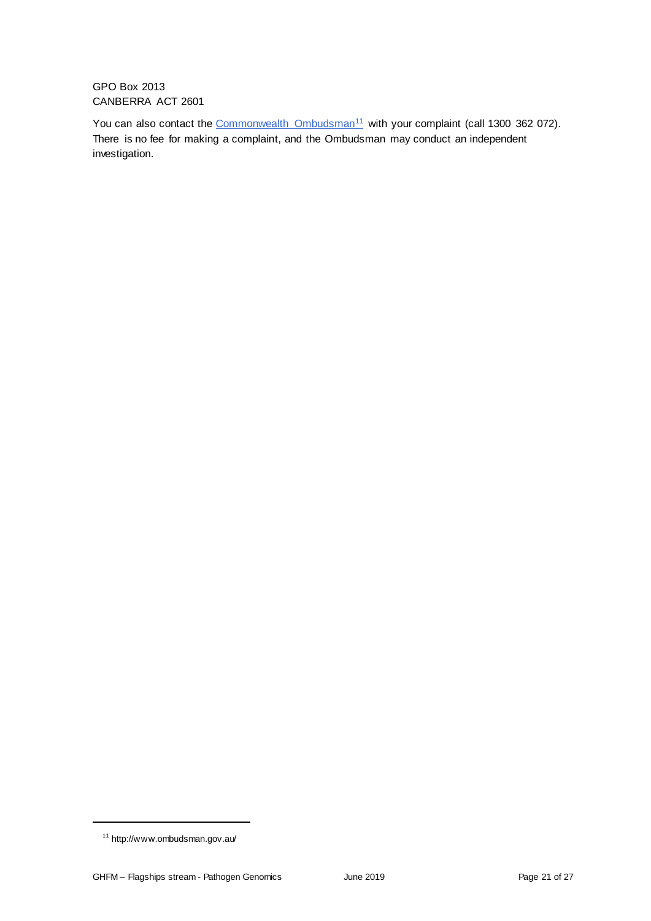GPO Box 2013
CANBERRA ACT 2601

You can also contact the Commonwealth Ombudsman[11] with your complaint (call 1300 362 072). There is no fee for making a complaint, and the Ombudsman may conduct an independent investigation.

[11] http://www.ombudsman.gov.au/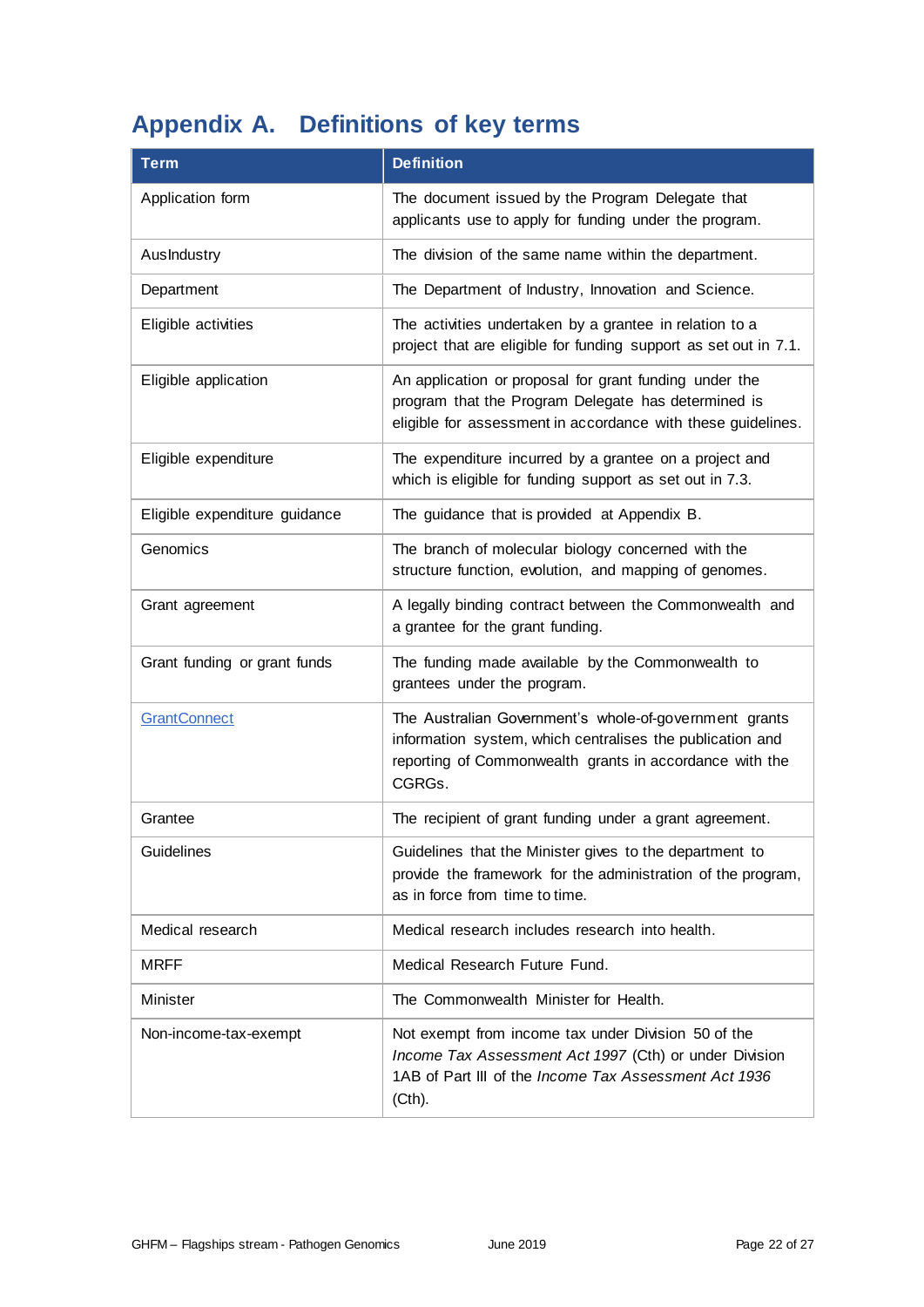# Appendix A. Definitions of key terms

| Term | Definition |
|---|---|
| Application form | The document issued by the Program Delegate that applicants use to apply for funding under the program. |
| AusIndustry | The division of the same name within the department. |
| Department | The Department of Industry, Innovation and Science. |
| Eligible activities | The activities undertaken by a grantee in relation to a project that are eligible for funding support as set out in 7.1. |
| Eligible application | An application or proposal for grant funding under the program that the Program Delegate has determined is eligible for assessment in accordance with these guidelines. |
| Eligible expenditure | The expenditure incurred by a grantee on a project and which is eligible for funding support as set out in 7.3. |
| Eligible expenditure guidance | The guidance that is provided at Appendix B. |
| Genomics | The branch of molecular biology concerned with the structure function, evolution, and mapping of genomes. |
| Grant agreement | A legally binding contract between the Commonwealth and a grantee for the grant funding. |
| Grant funding or grant funds | The funding made available by the Commonwealth to grantees under the program. |
| GrantConnect | The Australian Government's whole-of-government grants information system, which centralises the publication and reporting of Commonwealth grants in accordance with the CGRGs. |
| Grantee | The recipient of grant funding under a grant agreement. |
| Guidelines | Guidelines that the Minister gives to the department to provide the framework for the administration of the program, as in force from time to time. |
| Medical research | Medical research includes research into health. |
| MRFF | Medical Research Future Fund. |
| Minister | The Commonwealth Minister for Health. |
| Non-income-tax-exempt | Not exempt from income tax under Division 50 of the *Income Tax Assessment Act 1997* (Cth) or under Division 1AB of Part III of the *Income Tax Assessment Act 1936* (Cth). |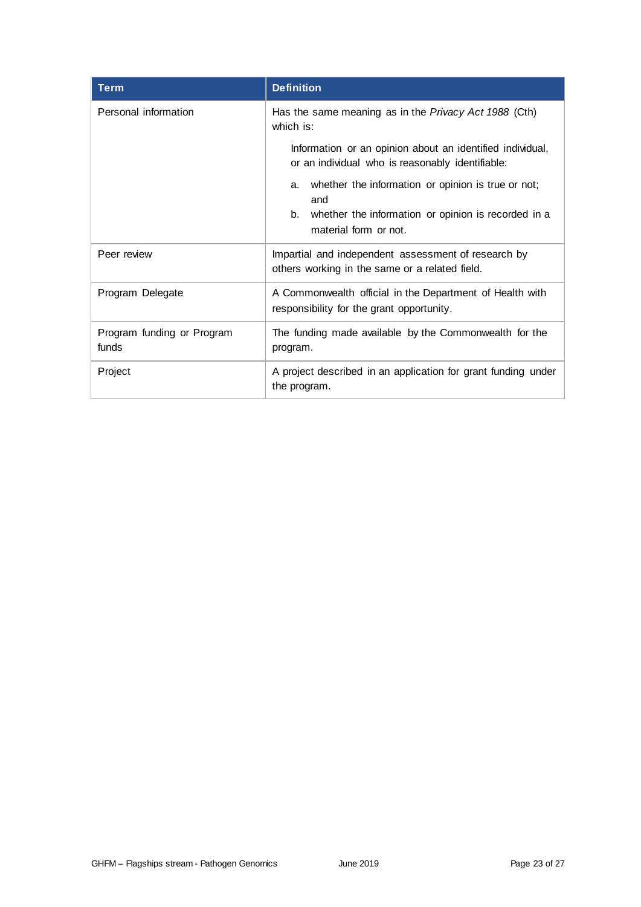| Term | Definition |
| --- | --- |
| Personal information | Has the same meaning as in the *Privacy Act 1988* (Cth) which is:<br><br>Information or an opinion about an identified individual, or an individual who is reasonably identifiable:<br><br>a. whether the information or opinion is true or not; and<br>b. whether the information or opinion is recorded in a material form or not. |
| Peer review | Impartial and independent assessment of research by others working in the same or a related field. |
| Program Delegate | A Commonwealth official in the Department of Health with responsibility for the grant opportunity. |
| Program funding or Program funds | The funding made available by the Commonwealth for the program. |
| Project | A project described in an application for grant funding under the program. |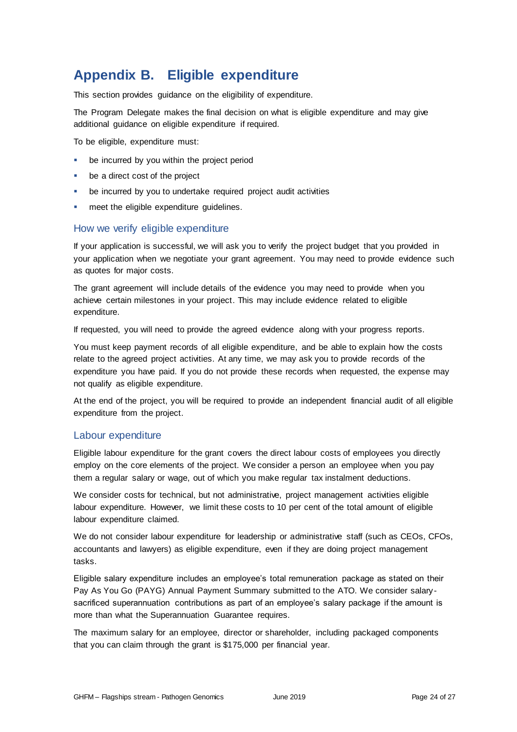# Appendix B. Eligible expenditure

This section provides guidance on the eligibility of expenditure.

The Program Delegate makes the final decision on what is eligible expenditure and may give additional guidance on eligible expenditure if required.

To be eligible, expenditure must:

- be incurred by you within the project period
- be a direct cost of the project
- be incurred by you to undertake required project audit activities
- meet the eligible expenditure guidelines.

## How we verify eligible expenditure

If your application is successful, we will ask you to verify the project budget that you provided in your application when we negotiate your grant agreement. You may need to provide evidence such as quotes for major costs.

The grant agreement will include details of the evidence you may need to provide when you achieve certain milestones in your project. This may include evidence related to eligible expenditure.

If requested, you will need to provide the agreed evidence along with your progress reports.

You must keep payment records of all eligible expenditure, and be able to explain how the costs relate to the agreed project activities. At any time, we may ask you to provide records of the expenditure you have paid. If you do not provide these records when requested, the expense may not qualify as eligible expenditure.

At the end of the project, you will be required to provide an independent financial audit of all eligible expenditure from the project.

## Labour expenditure

Eligible labour expenditure for the grant covers the direct labour costs of employees you directly employ on the core elements of the project. We consider a person an employee when you pay them a regular salary or wage, out of which you make regular tax instalment deductions.

We consider costs for technical, but not administrative, project management activities eligible labour expenditure. However, we limit these costs to 10 per cent of the total amount of eligible labour expenditure claimed.

We do not consider labour expenditure for leadership or administrative staff (such as CEOs, CFOs, accountants and lawyers) as eligible expenditure, even if they are doing project management tasks.

Eligible salary expenditure includes an employee's total remuneration package as stated on their Pay As You Go (PAYG) Annual Payment Summary submitted to the ATO. We consider salary-sacrificed superannuation contributions as part of an employee's salary package if the amount is more than what the Superannuation Guarantee requires.

The maximum salary for an employee, director or shareholder, including packaged components that you can claim through the grant is $175,000 per financial year.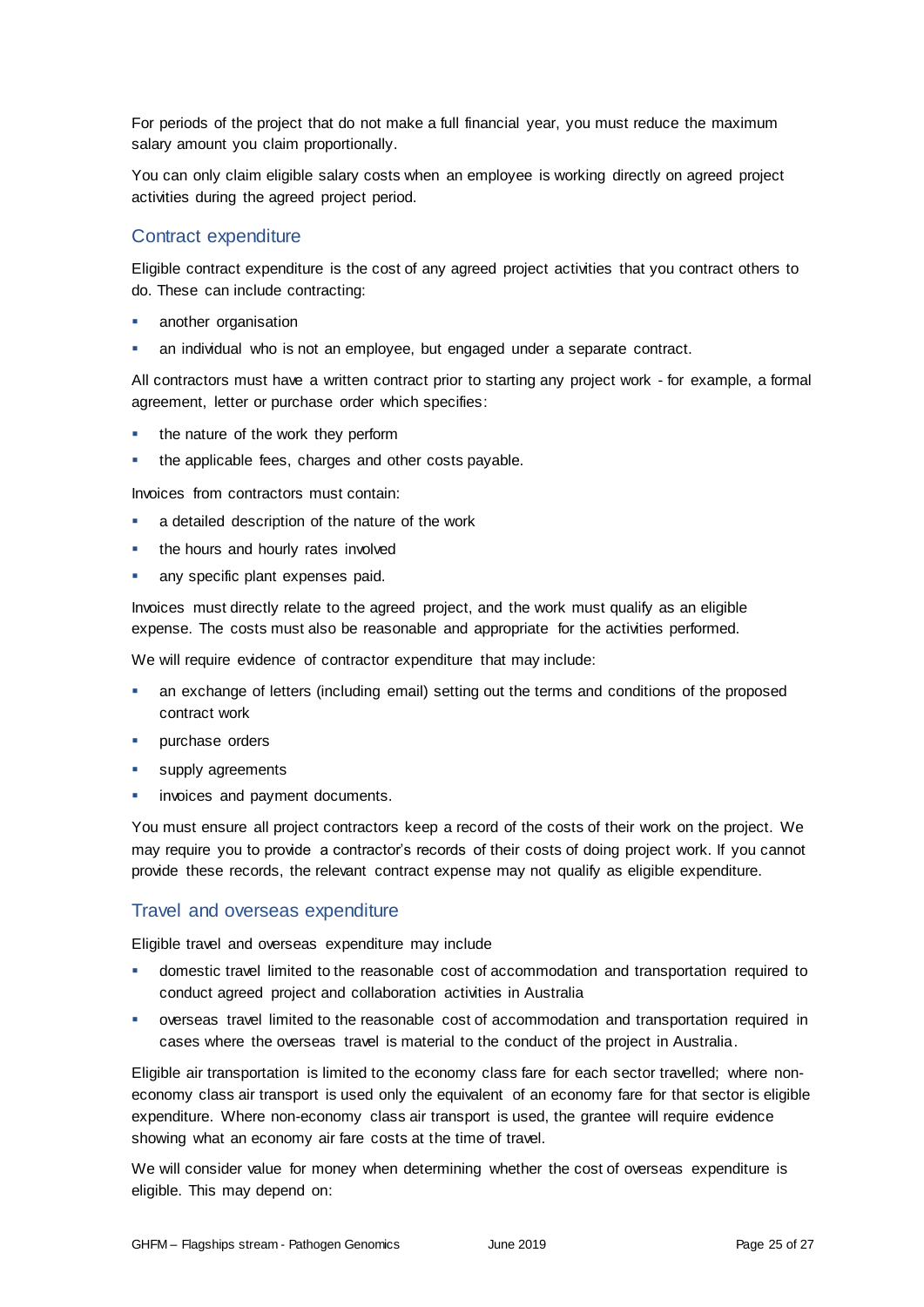For periods of the project that do not make a full financial year, you must reduce the maximum salary amount you claim proportionally.

You can only claim eligible salary costs when an employee is working directly on agreed project activities during the agreed project period.

### Contract expenditure

Eligible contract expenditure is the cost of any agreed project activities that you contract others to do. These can include contracting:

- another organisation
- an individual who is not an employee, but engaged under a separate contract.

All contractors must have a written contract prior to starting any project work - for example, a formal agreement, letter or purchase order which specifies:

- the nature of the work they perform
- the applicable fees, charges and other costs payable.

Invoices from contractors must contain:

- a detailed description of the nature of the work
- the hours and hourly rates involved
- any specific plant expenses paid.

Invoices must directly relate to the agreed project, and the work must qualify as an eligible expense. The costs must also be reasonable and appropriate for the activities performed.

We will require evidence of contractor expenditure that may include:

- an exchange of letters (including email) setting out the terms and conditions of the proposed contract work
- purchase orders
- supply agreements
- invoices and payment documents.

You must ensure all project contractors keep a record of the costs of their work on the project. We may require you to provide a contractor's records of their costs of doing project work. If you cannot provide these records, the relevant contract expense may not qualify as eligible expenditure.

### Travel and overseas expenditure

Eligible travel and overseas expenditure may include

- domestic travel limited to the reasonable cost of accommodation and transportation required to conduct agreed project and collaboration activities in Australia
- overseas travel limited to the reasonable cost of accommodation and transportation required in cases where the overseas travel is material to the conduct of the project in Australia.

Eligible air transportation is limited to the economy class fare for each sector travelled; where non-economy class air transport is used only the equivalent of an economy fare for that sector is eligible expenditure. Where non-economy class air transport is used, the grantee will require evidence showing what an economy air fare costs at the time of travel.

We will consider value for money when determining whether the cost of overseas expenditure is eligible. This may depend on: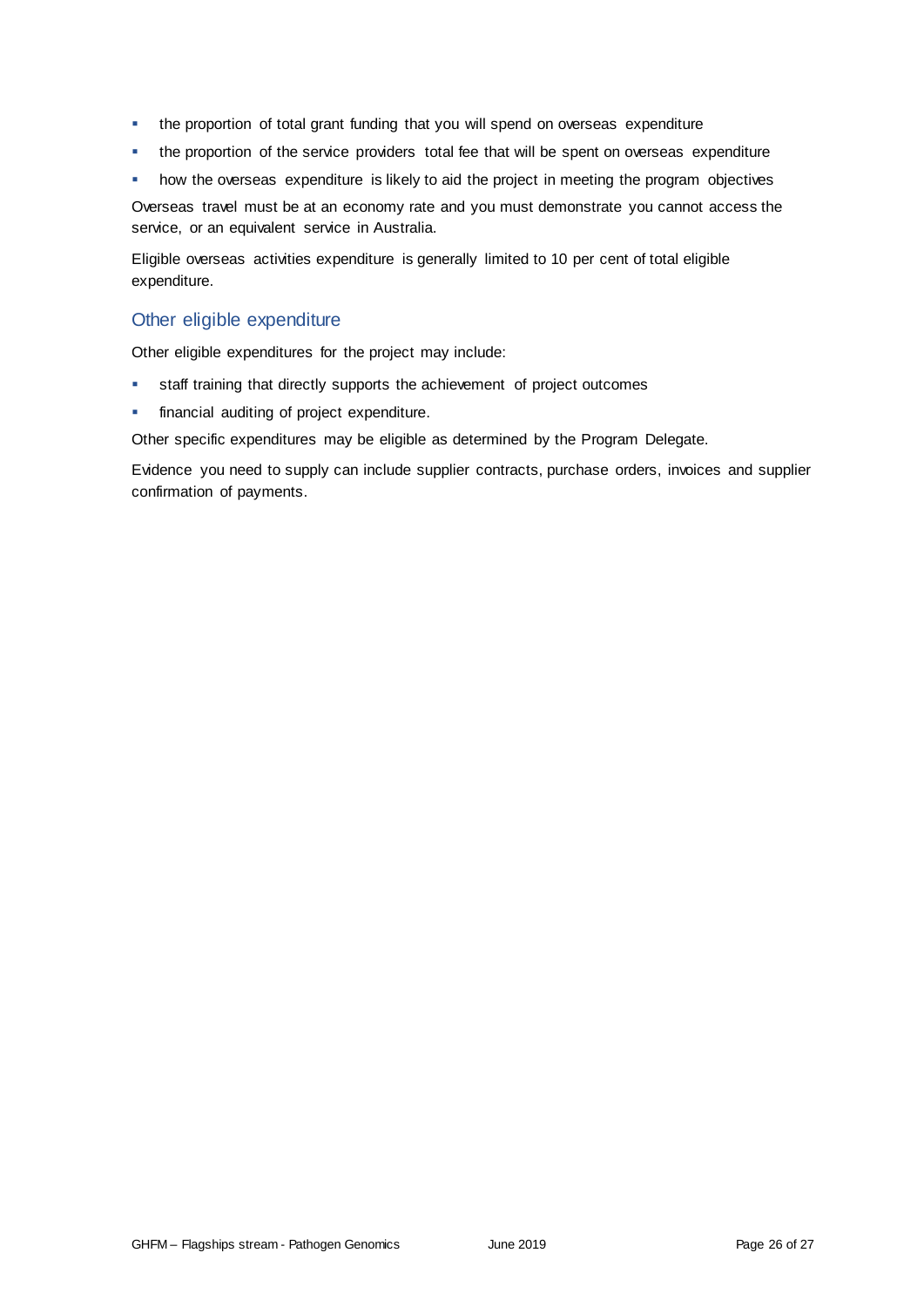- the proportion of total grant funding that you will spend on overseas expenditure
- the proportion of the service providers total fee that will be spent on overseas expenditure
- how the overseas expenditure is likely to aid the project in meeting the program objectives

Overseas travel must be at an economy rate and you must demonstrate you cannot access the service, or an equivalent service in Australia.

Eligible overseas activities expenditure is generally limited to 10 per cent of total eligible expenditure.

### Other eligible expenditure

Other eligible expenditures for the project may include:

- staff training that directly supports the achievement of project outcomes
- financial auditing of project expenditure.

Other specific expenditures may be eligible as determined by the Program Delegate.

Evidence you need to supply can include supplier contracts, purchase orders, invoices and supplier confirmation of payments.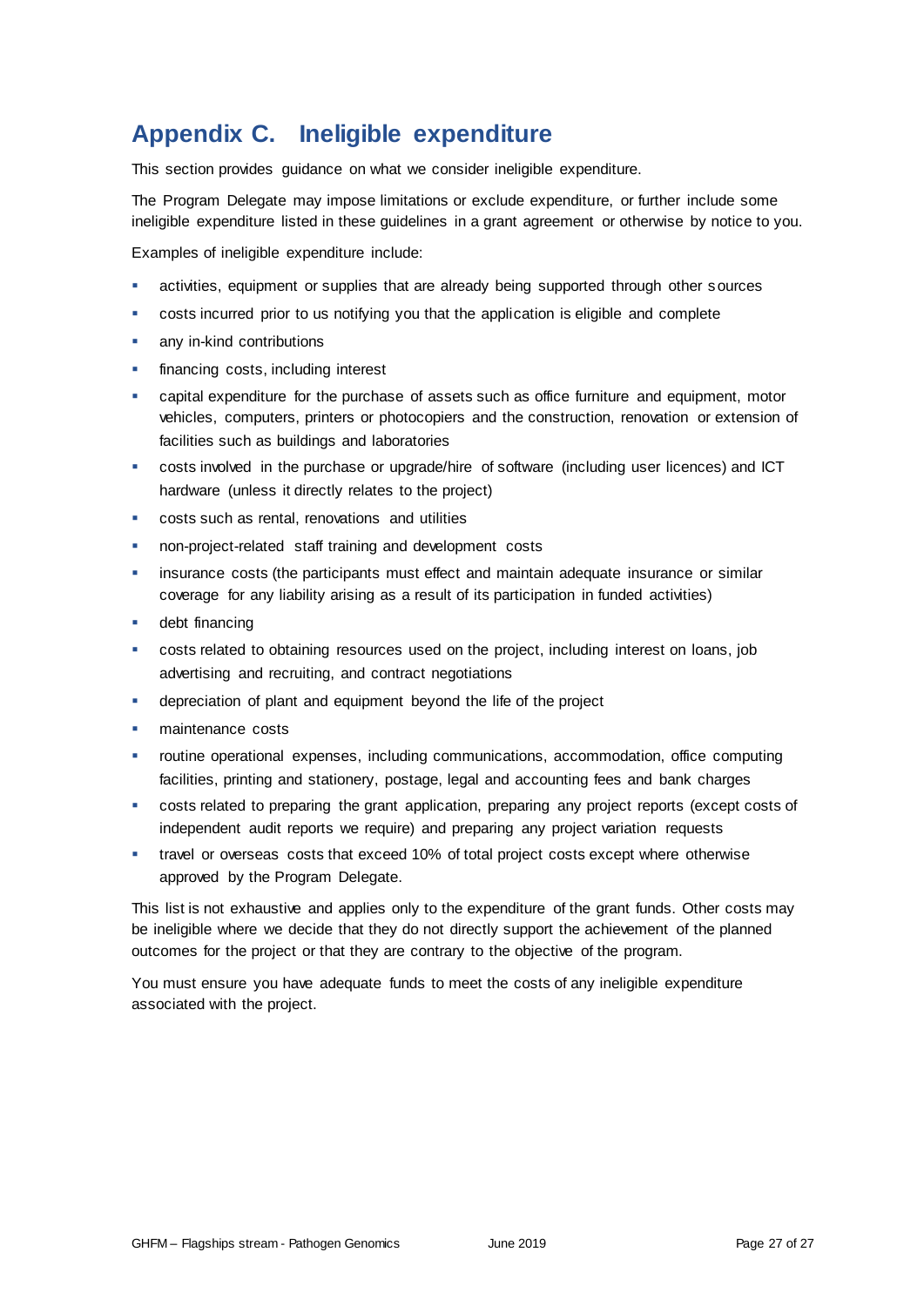# Appendix C. Ineligible expenditure

This section provides guidance on what we consider ineligible expenditure.

The Program Delegate may impose limitations or exclude expenditure, or further include some ineligible expenditure listed in these guidelines in a grant agreement or otherwise by notice to you.

Examples of ineligible expenditure include:

- activities, equipment or supplies that are already being supported through other sources
- costs incurred prior to us notifying you that the application is eligible and complete
- any in-kind contributions
- financing costs, including interest
- capital expenditure for the purchase of assets such as office furniture and equipment, motor vehicles, computers, printers or photocopiers and the construction, renovation or extension of facilities such as buildings and laboratories
- costs involved in the purchase or upgrade/hire of software (including user licences) and ICT hardware (unless it directly relates to the project)
- costs such as rental, renovations and utilities
- non-project-related staff training and development costs
- insurance costs (the participants must effect and maintain adequate insurance or similar coverage for any liability arising as a result of its participation in funded activities)
- debt financing
- costs related to obtaining resources used on the project, including interest on loans, job advertising and recruiting, and contract negotiations
- depreciation of plant and equipment beyond the life of the project
- maintenance costs
- routine operational expenses, including communications, accommodation, office computing facilities, printing and stationery, postage, legal and accounting fees and bank charges
- costs related to preparing the grant application, preparing any project reports (except costs of independent audit reports we require) and preparing any project variation requests
- travel or overseas costs that exceed 10% of total project costs except where otherwise approved by the Program Delegate.

This list is not exhaustive and applies only to the expenditure of the grant funds. Other costs may be ineligible where we decide that they do not directly support the achievement of the planned outcomes for the project or that they are contrary to the objective of the program.

You must ensure you have adequate funds to meet the costs of any ineligible expenditure associated with the project.